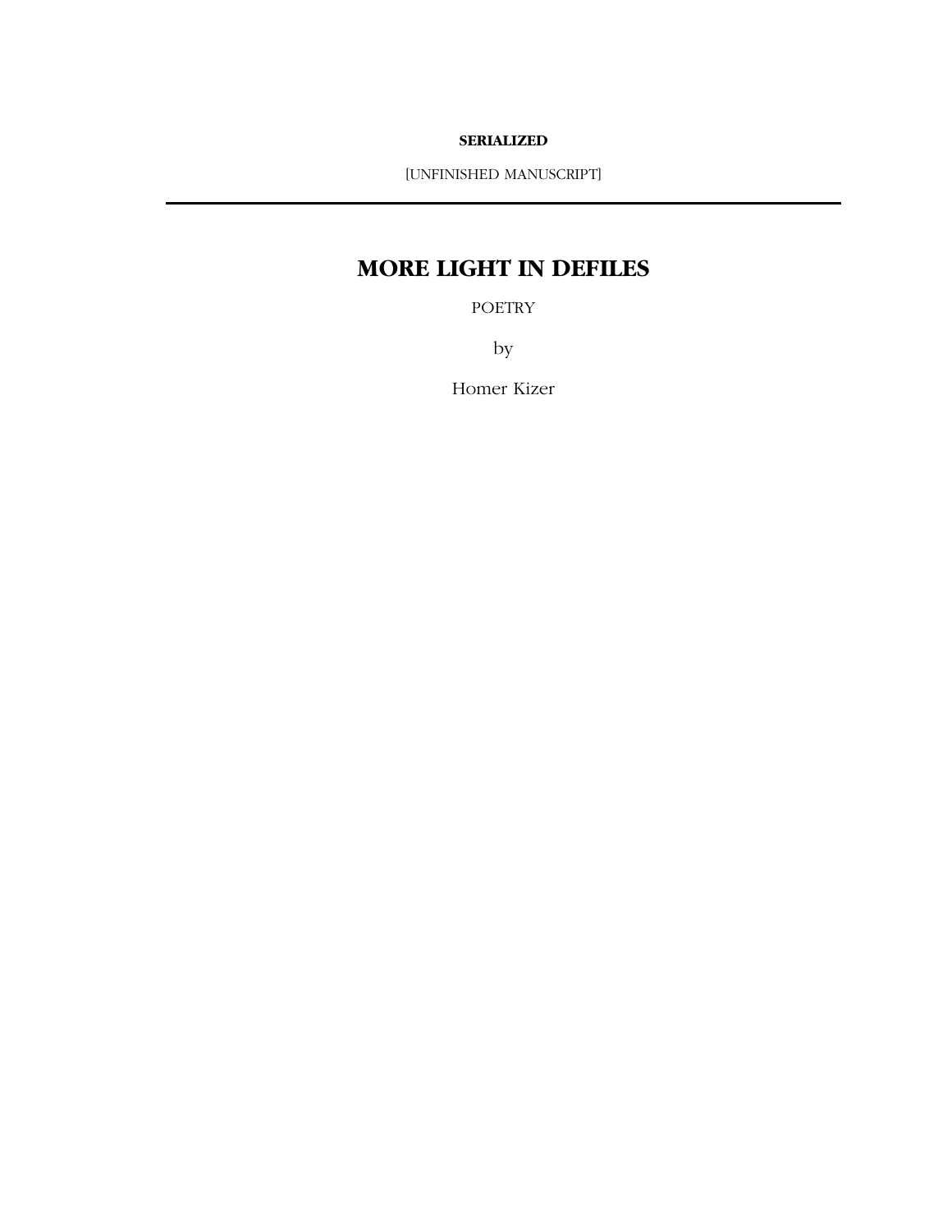**SERIALIZED**

[UNFINISHED MANUSCRIPT]

---

# MORE LIGHT IN DEFILES

POETRY

by

Homer Kizer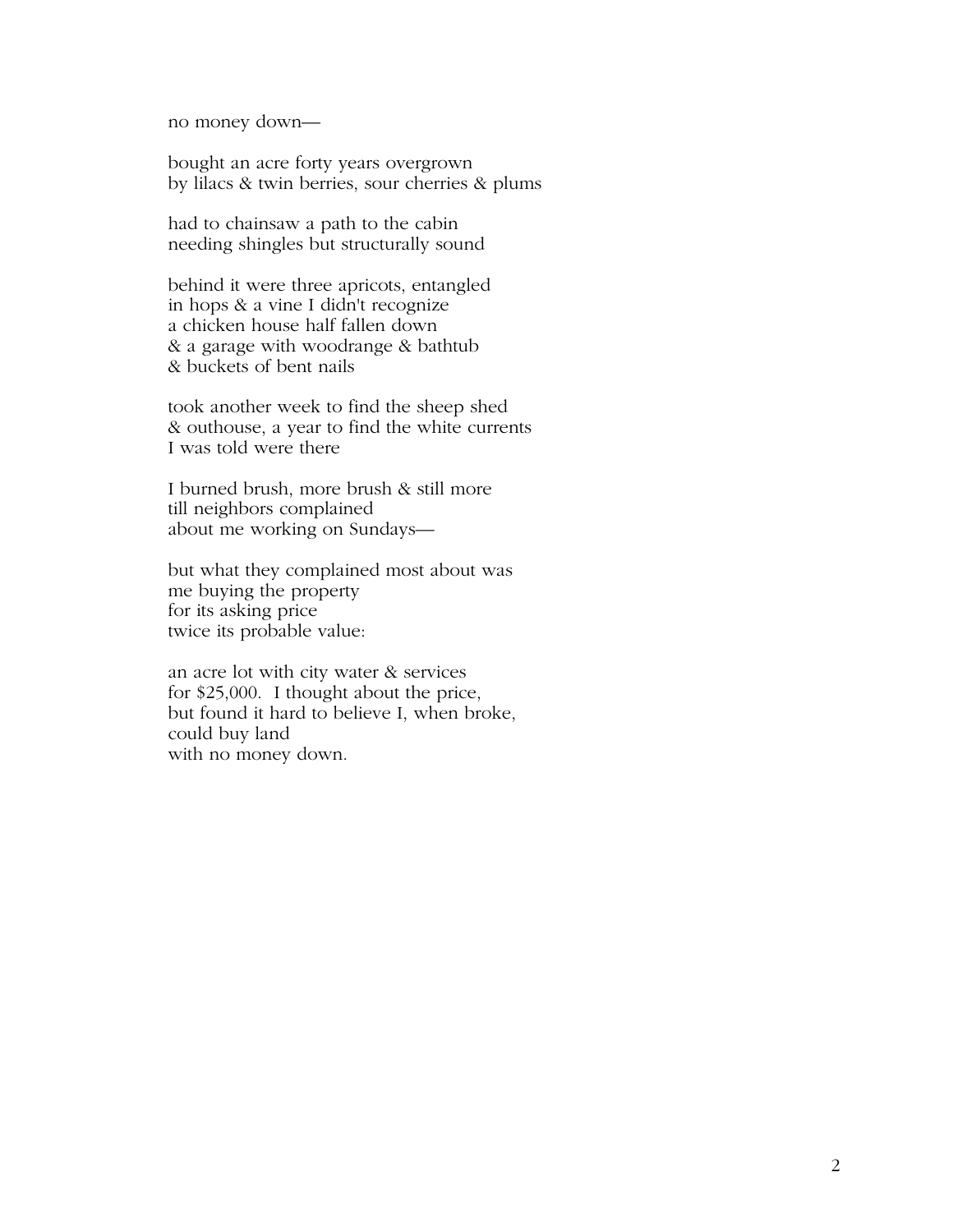no money down—

bought an acre forty years overgrown
by lilacs & twin berries, sour cherries & plums

had to chainsaw a path to the cabin
needing shingles but structurally sound

behind it were three apricots, entangled
in hops & a vine I didn't recognize
a chicken house half fallen down
& a garage with woodrange & bathtub
& buckets of bent nails

took another week to find the sheep shed
& outhouse, a year to find the white currents
I was told were there

I burned brush, more brush & still more
till neighbors complained
about me working on Sundays—

but what they complained most about was
me buying the property
for its asking price
twice its probable value:

an acre lot with city water & services
for $25,000. I thought about the price,
but found it hard to believe I, when broke,
could buy land
with no money down.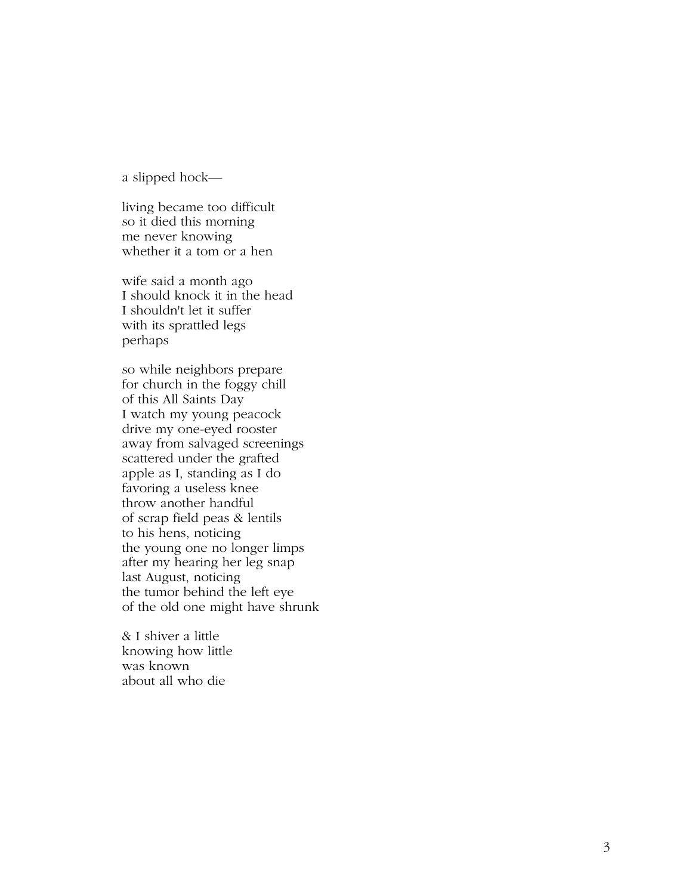a slipped hock—

living became too difficult  
so it died this morning  
me never knowing  
whether it a tom or a hen

wife said a month ago  
I should knock it in the head  
I shouldn't let it suffer  
with its sprattled legs  
perhaps

so while neighbors prepare  
for church in the foggy chill  
of this All Saints Day  
I watch my young peacock  
drive my one-eyed rooster  
away from salvaged screenings  
scattered under the grafted  
apple as I, standing as I do  
favoring a useless knee  
throw another handful  
of scrap field peas & lentils  
to his hens, noticing  
the young one no longer limps  
after my hearing her leg snap  
last August, noticing  
the tumor behind the left eye  
of the old one might have shrunk

& I shiver a little  
knowing how little  
was known  
about all who die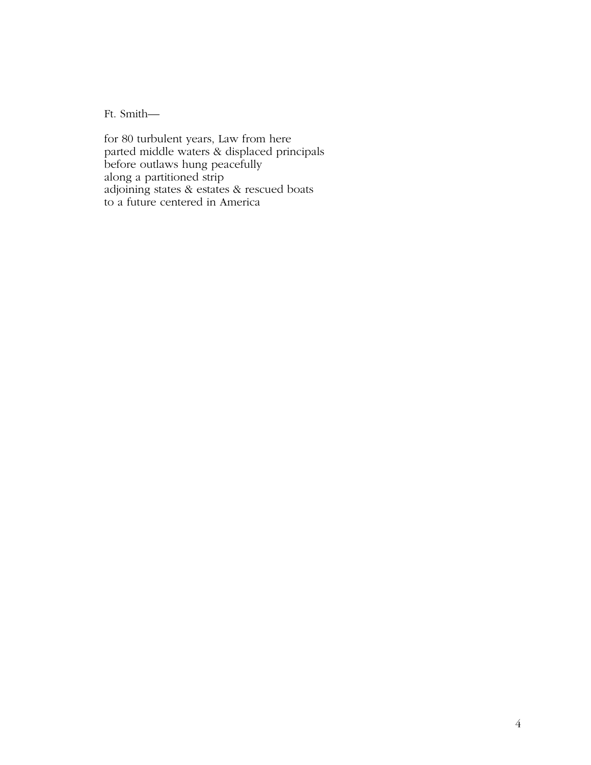Ft. Smith—

for 80 turbulent years, Law from here
parted middle waters & displaced principals
before outlaws hung peacefully
along a partitioned strip
adjoining states & estates & rescued boats
to a future centered in America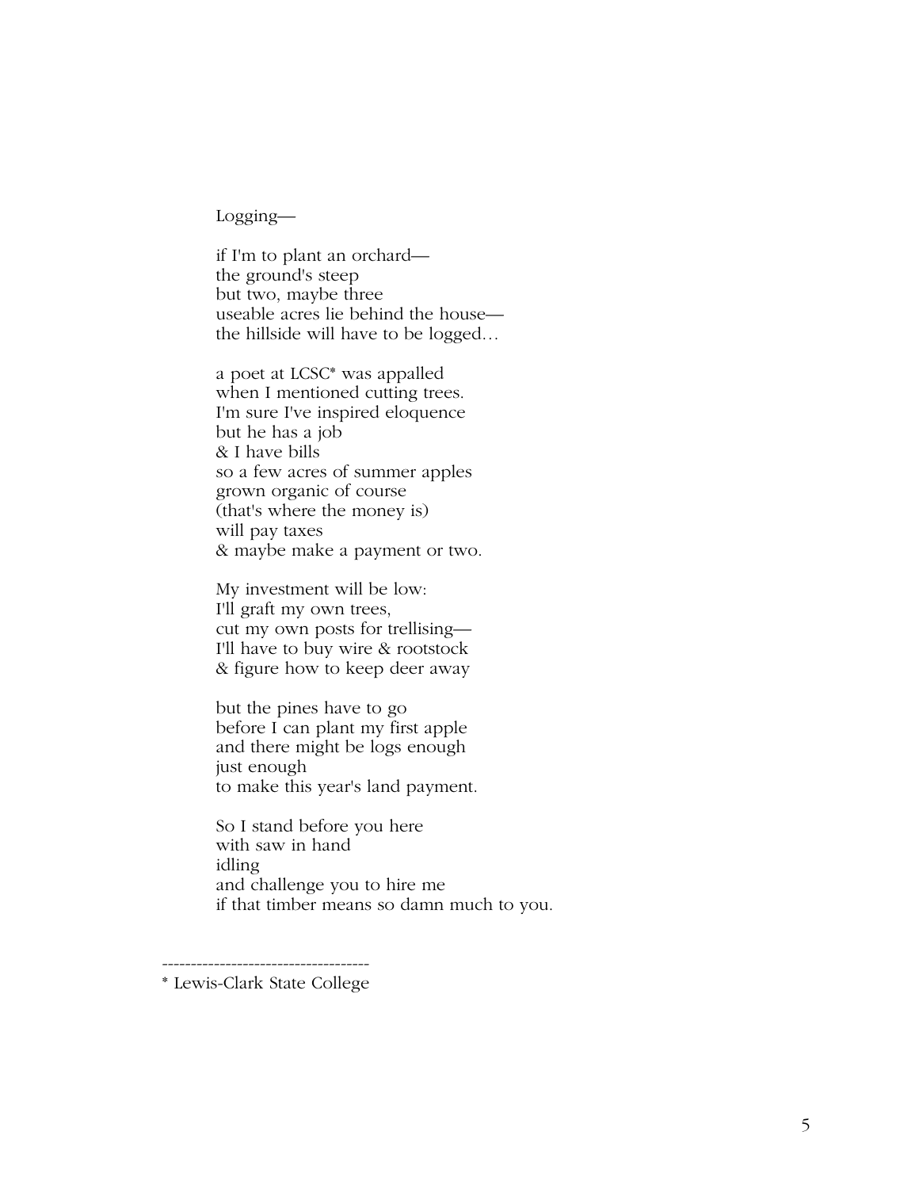Logging—

if I'm to plant an orchard—  
the ground's steep  
but two, maybe three  
useable acres lie behind the house—  
the hillside will have to be logged…

a poet at LCSC* was appalled  
when I mentioned cutting trees.  
I'm sure I've inspired eloquence  
but he has a job  
& I have bills  
so a few acres of summer apples  
grown organic of course  
(that's where the money is)  
will pay taxes  
& maybe make a payment or two.

My investment will be low:  
I'll graft my own trees,  
cut my own posts for trellising—  
I'll have to buy wire & rootstock  
& figure how to keep deer away

but the pines have to go  
before I can plant my first apple  
and there might be logs enough  
just enough  
to make this year's land payment.

So I stand before you here  
with saw in hand  
idling  
and challenge you to hire me  
if that timber means so damn much to you.

---

* Lewis-Clark State College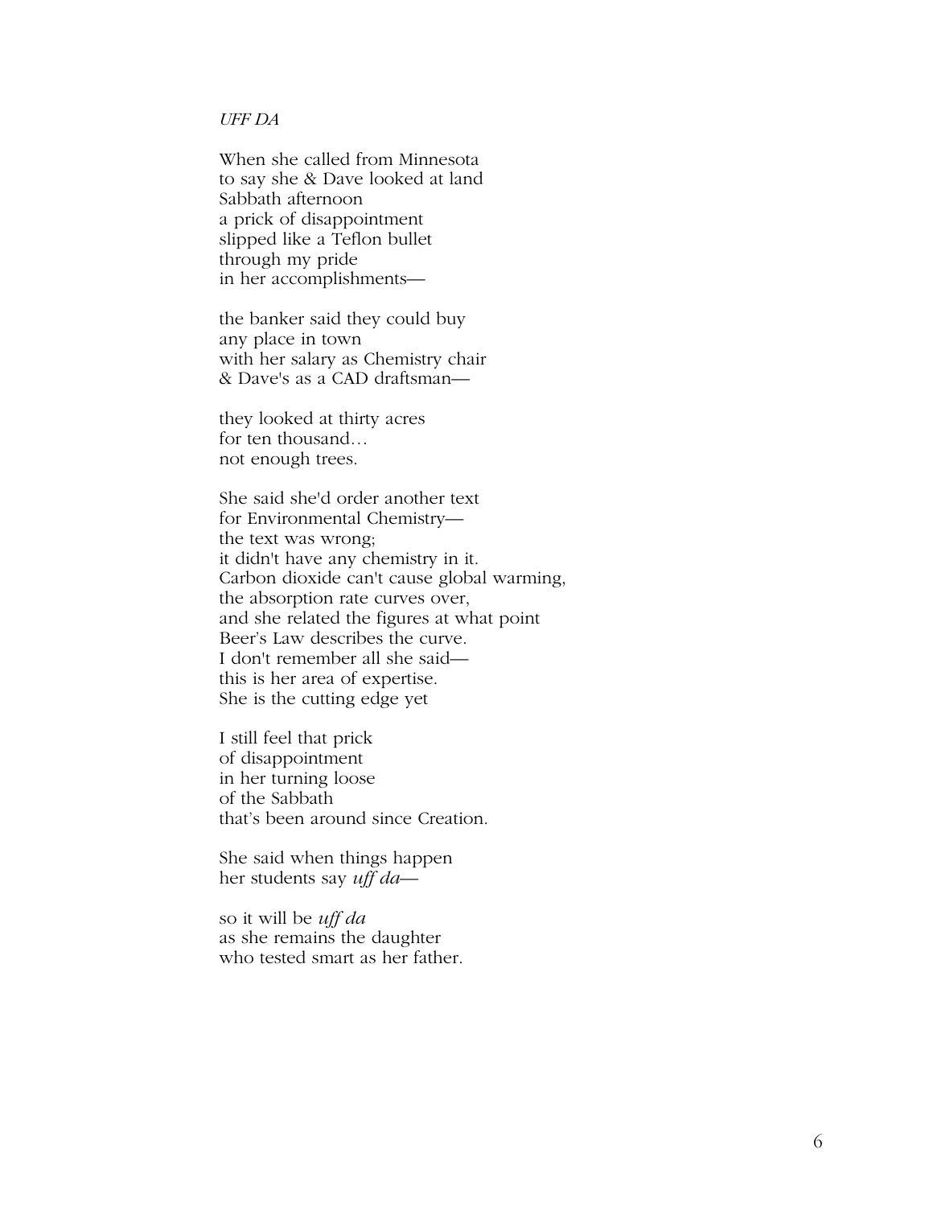*UFF DA*

When she called from Minnesota  
to say she & Dave looked at land  
Sabbath afternoon  
a prick of disappointment  
slipped like a Teflon bullet  
through my pride  
in her accomplishments—

the banker said they could buy  
any place in town  
with her salary as Chemistry chair  
& Dave's as a CAD draftsman—

they looked at thirty acres  
for ten thousand…  
not enough trees.

She said she'd order another text  
for Environmental Chemistry—  
the text was wrong;  
it didn't have any chemistry in it.  
Carbon dioxide can't cause global warming,  
the absorption rate curves over,  
and she related the figures at what point  
Beer's Law describes the curve.  
I don't remember all she said—  
this is her area of expertise.  
She is the cutting edge yet

I still feel that prick  
of disappointment  
in her turning loose  
of the Sabbath  
that's been around since Creation.

She said when things happen  
her students say *uff da*—

so it will be *uff da*  
as she remains the daughter  
who tested smart as her father.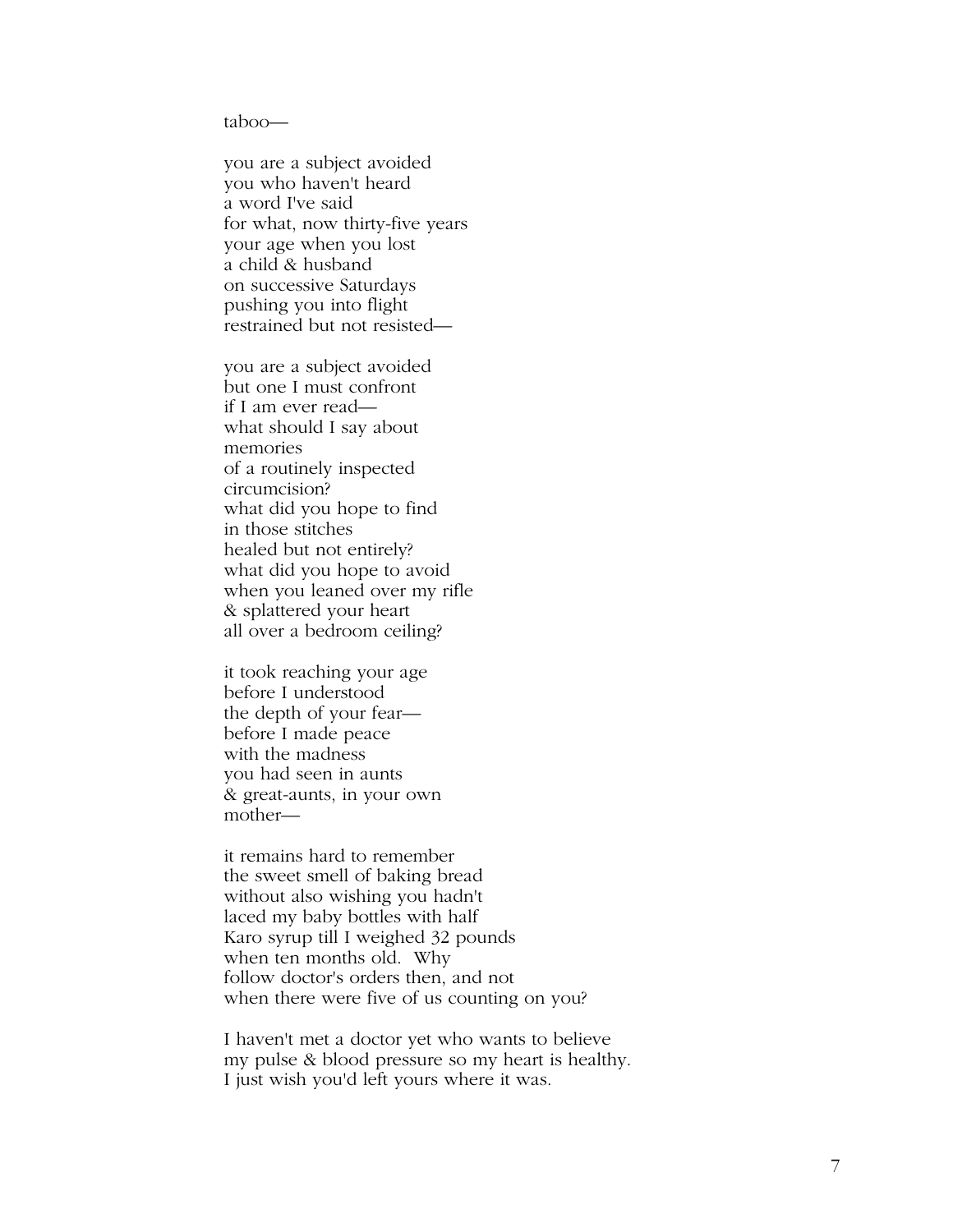taboo—

you are a subject avoided  
you who haven't heard  
a word I've said  
for what, now thirty-five years  
your age when you lost  
a child & husband  
on successive Saturdays  
pushing you into flight  
restrained but not resisted—

you are a subject avoided  
but one I must confront  
if I am ever read—  
what should I say about  
memories  
of a routinely inspected  
circumcision?  
what did you hope to find  
in those stitches  
healed but not entirely?  
what did you hope to avoid  
when you leaned over my rifle  
& splattered your heart  
all over a bedroom ceiling?

it took reaching your age  
before I understood  
the depth of your fear—  
before I made peace  
with the madness  
you had seen in aunts  
& great-aunts, in your own  
mother—

it remains hard to remember  
the sweet smell of baking bread  
without also wishing you hadn't  
laced my baby bottles with half  
Karo syrup till I weighed 32 pounds  
when ten months old.  Why  
follow doctor's orders then, and not  
when there were five of us counting on you?

I haven't met a doctor yet who wants to believe  
my pulse & blood pressure so my heart is healthy.  
I just wish you'd left yours where it was.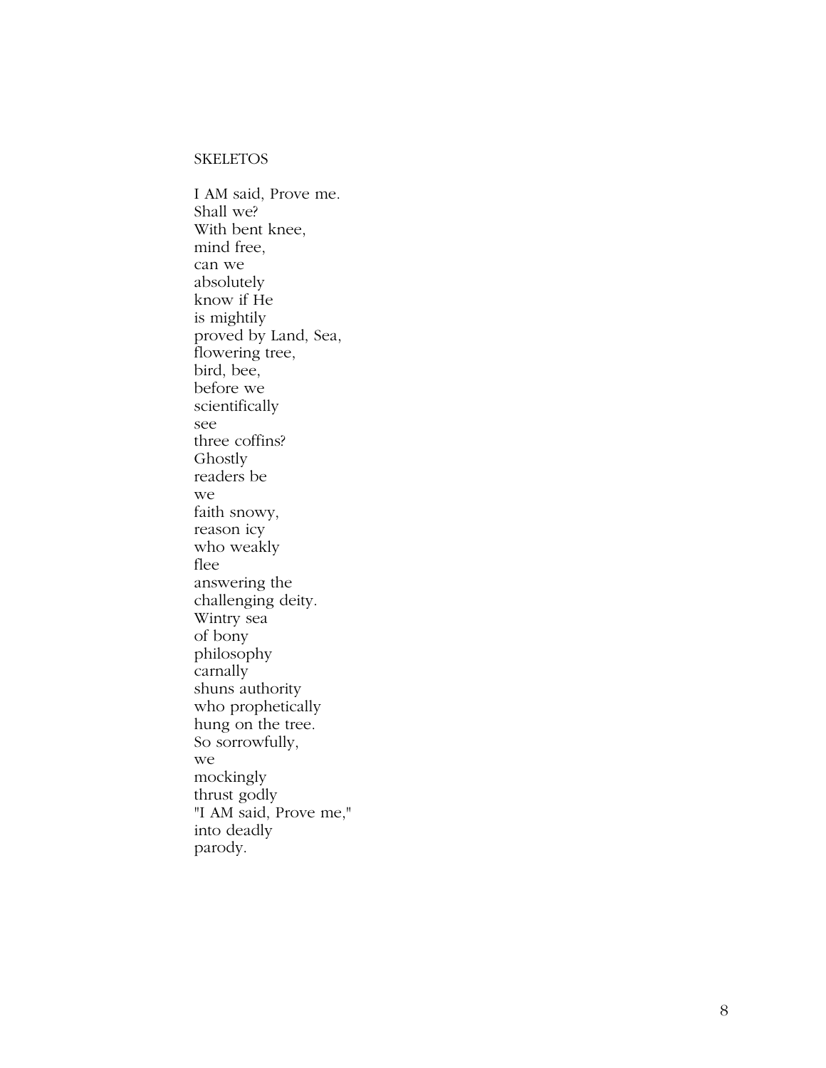SKELETOS

I AM said, Prove me.  
Shall we?  
With bent knee,  
mind free,  
can we  
absolutely  
know if He  
is mightily  
proved by Land, Sea,  
flowering tree,  
bird, bee,  
before we  
scientifically  
see  
three coffins?  
Ghostly  
readers be  
we  
faith snowy,  
reason icy  
who weakly  
flee  
answering the  
challenging deity.  
Wintry sea  
of bony  
philosophy  
carnally  
shuns authority  
who prophetically  
hung on the tree.  
So sorrowfully,  
we  
mockingly  
thrust godly  
"I AM said, Prove me,"  
into deadly  
parody.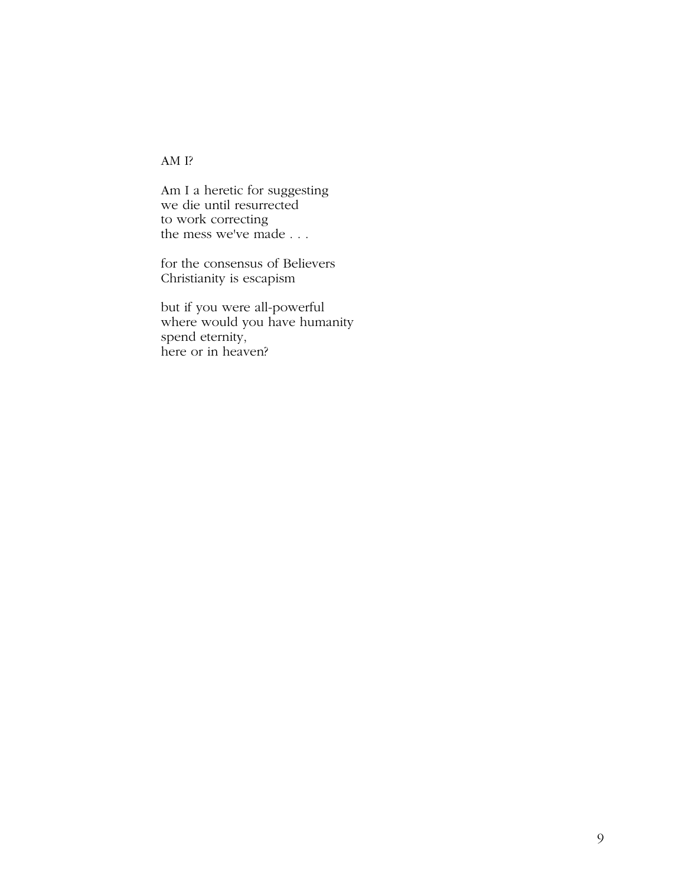## AM I?

Am I a heretic for suggesting  
we die until resurrected  
to work correcting  
the mess we've made . . .

for the consensus of Believers  
Christianity is escapism

but if you were all-powerful  
where would you have humanity  
spend eternity,  
here or in heaven?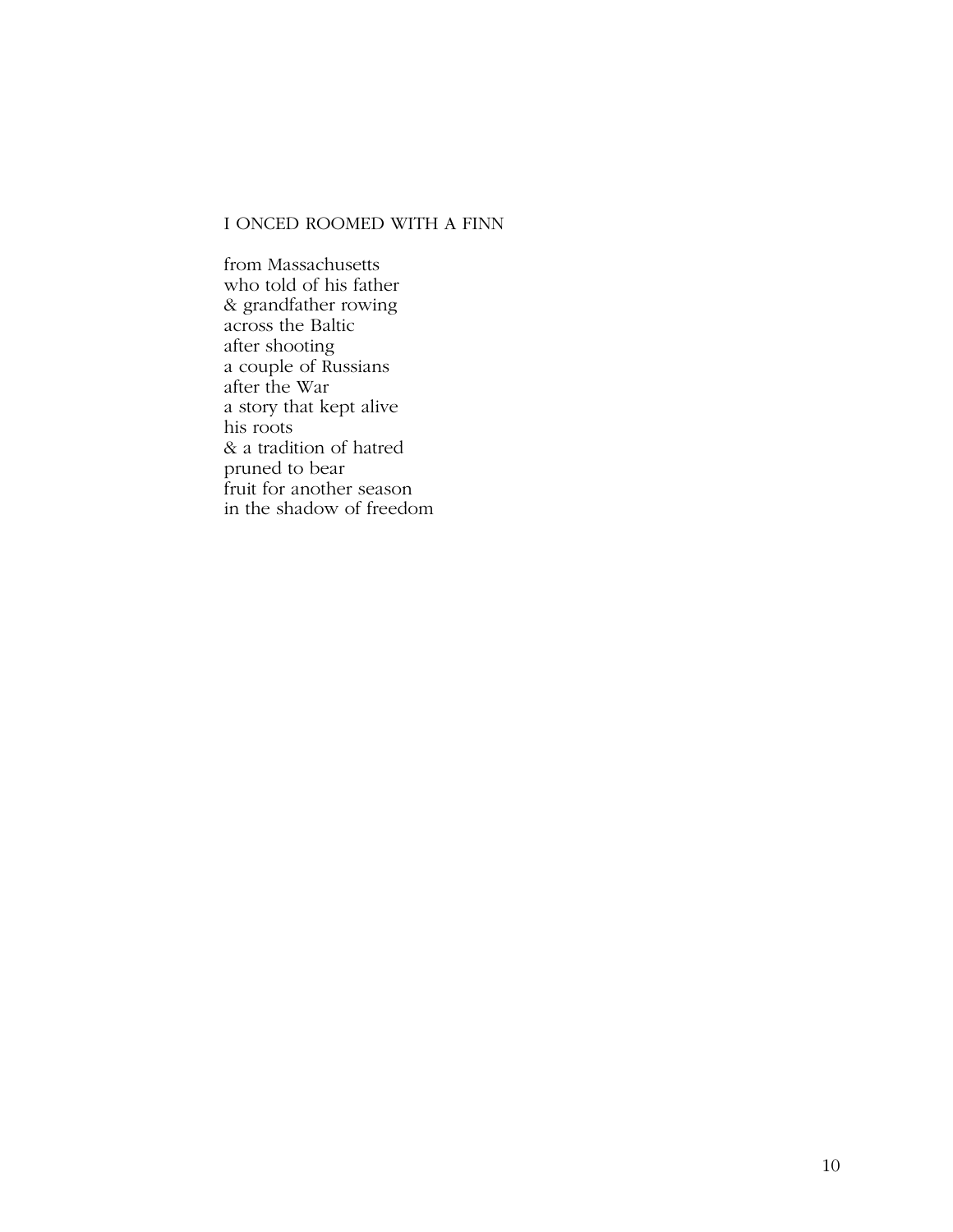## I ONCED ROOMED WITH A FINN

from Massachusetts
who told of his father
& grandfather rowing
across the Baltic
after shooting
a couple of Russians
after the War
a story that kept alive
his roots
& a tradition of hatred
pruned to bear
fruit for another season
in the shadow of freedom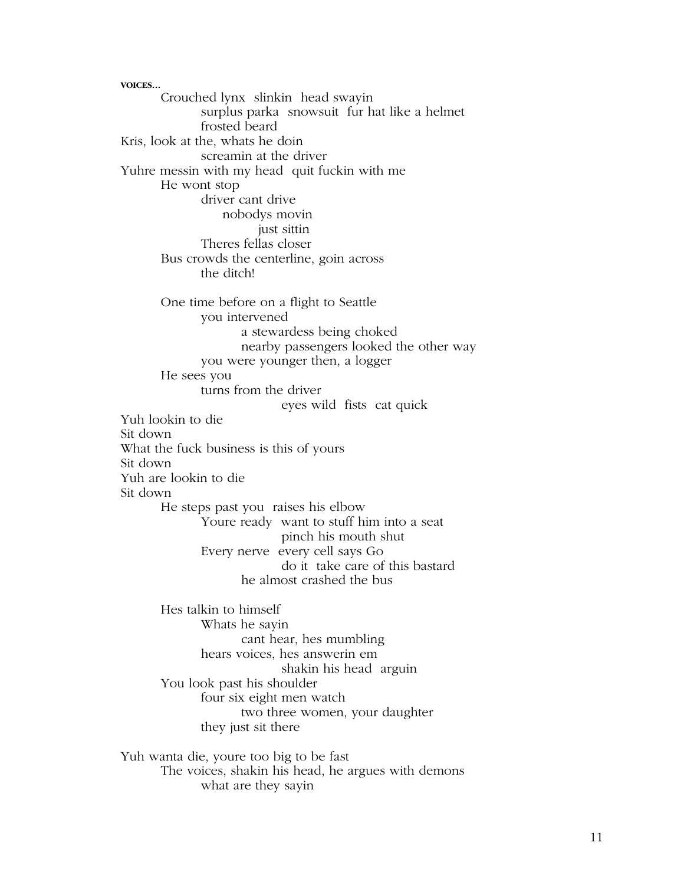**VOICES…**

Crouched lynx  slinkin  head swayin
surplus parka  snowsuit  fur hat like a helmet
frosted beard
Kris, look at the, whats he doin
screamin at the driver
Yuhre messin with my head  quit fuckin with me
He wont stop
driver cant drive
nobodys movin
just sittin
Theres fellas closer
Bus crowds the centerline, goin across
the ditch!

One time before on a flight to Seattle
you intervened
a stewardess being choked
nearby passengers looked the other way
you were younger then, a logger
He sees you
turns from the driver
eyes wild  fists  cat quick
Yuh lookin to die
Sit down
What the fuck business is this of yours
Sit down
Yuh are lookin to die
Sit down
He steps past you  raises his elbow
Youre ready  want to stuff him into a seat
pinch his mouth shut
Every nerve  every cell says Go
do it  take care of this bastard
he almost crashed the bus

Hes talkin to himself
Whats he sayin
cant hear, hes mumbling
hears voices, hes answerin em
shakin his head  arguin
You look past his shoulder
four six eight men watch
two three women, your daughter
they just sit there

Yuh wanta die, youre too big to be fast
The voices, shakin his head, he argues with demons
what are they sayin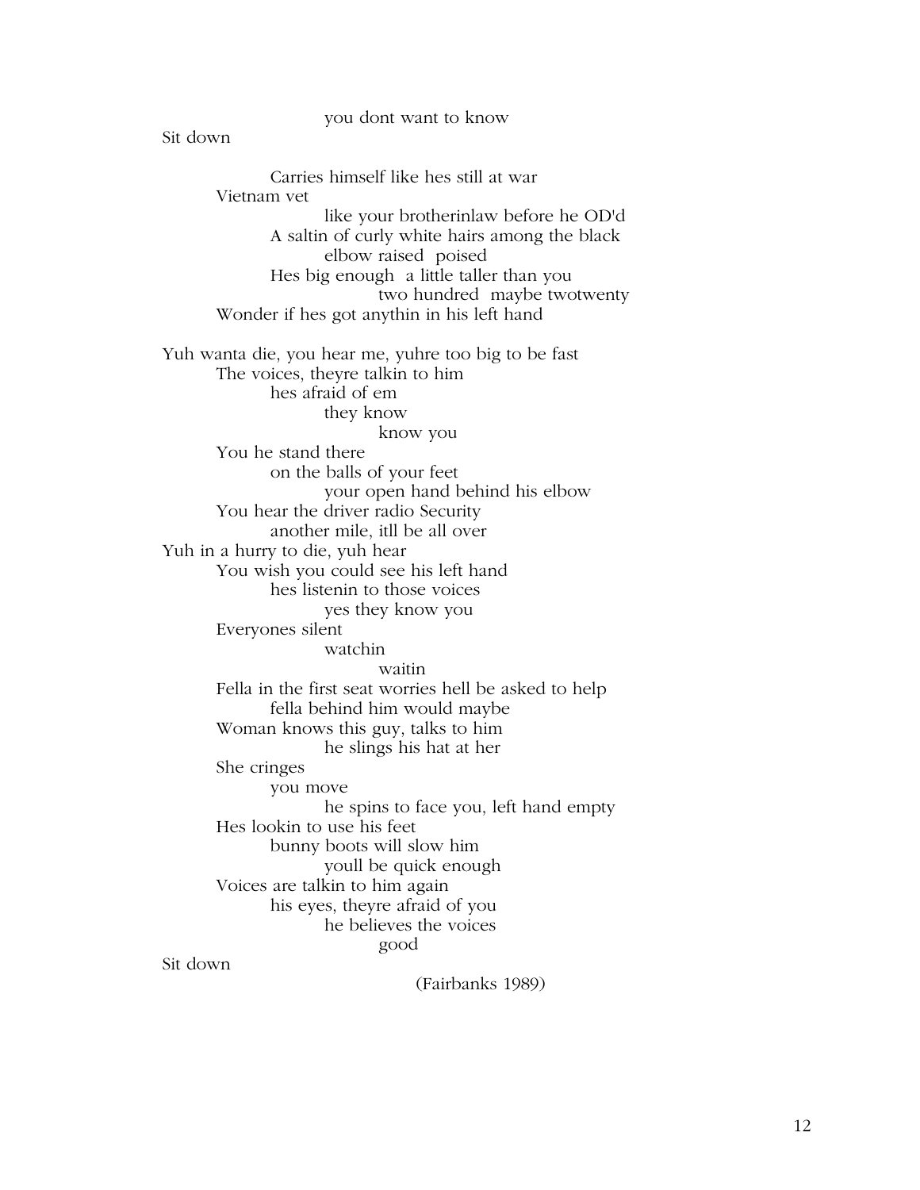you dont want to know

Sit down

Carries himself like hes still at war

Vietnam vet

like your brotherinlaw before he OD'd

A saltin of curly white hairs among the black

elbow raised  poised

Hes big enough  a little taller than you

two hundred  maybe twotwenty

Wonder if hes got anythin in his left hand

Yuh wanta die, you hear me, yuhre too big to be fast

The voices, theyre talkin to him

hes afraid of em

they know

know you

You he stand there

on the balls of your feet

your open hand behind his elbow

You hear the driver radio Security

another mile, itll be all over

Yuh in a hurry to die, yuh hear

You wish you could see his left hand

hes listenin to those voices

yes they know you

Everyones silent

watchin

waitin

Fella in the first seat worries hell be asked to help

fella behind him would maybe

Woman knows this guy, talks to him

he slings his hat at her

She cringes

you move

he spins to face you, left hand empty

Hes lookin to use his feet

bunny boots will slow him

youll be quick enough

Voices are talkin to him again

his eyes, theyre afraid of you

he believes the voices

good

Sit down

(Fairbanks 1989)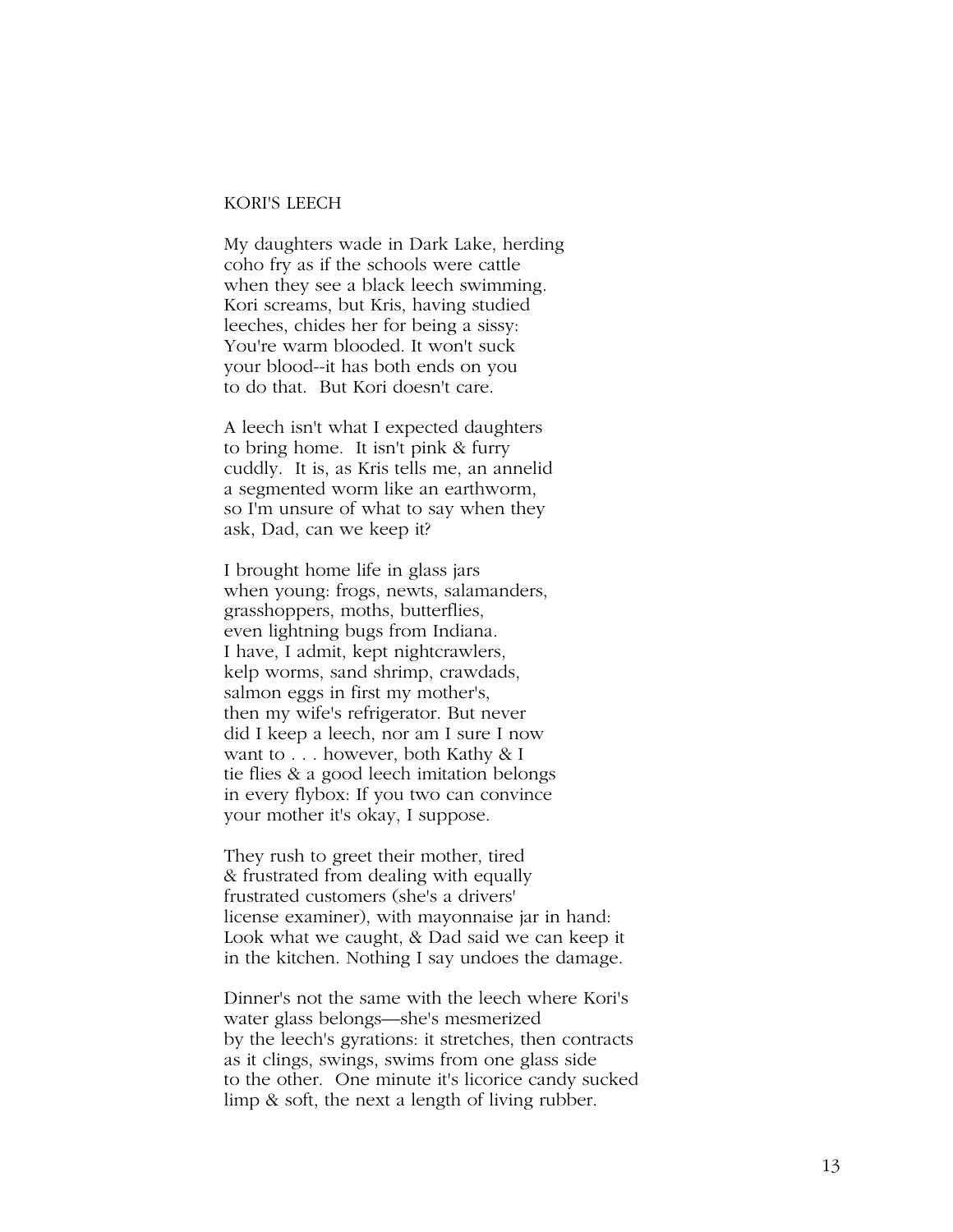## KORI'S LEECH

My daughters wade in Dark Lake, herding  
coho fry as if the schools were cattle  
when they see a black leech swimming.  
Kori screams, but Kris, having studied  
leeches, chides her for being a sissy:  
You're warm blooded. It won't suck  
your blood--it has both ends on you  
to do that.  But Kori doesn't care.

A leech isn't what I expected daughters  
to bring home.  It isn't pink & furry  
cuddly.  It is, as Kris tells me, an annelid  
a segmented worm like an earthworm,  
so I'm unsure of what to say when they  
ask, Dad, can we keep it?

I brought home life in glass jars  
when young: frogs, newts, salamanders,  
grasshoppers, moths, butterflies,  
even lightning bugs from Indiana.  
I have, I admit, kept nightcrawlers,  
kelp worms, sand shrimp, crawdads,  
salmon eggs in first my mother's,  
then my wife's refrigerator. But never  
did I keep a leech, nor am I sure I now  
want to . . . however, both Kathy & I  
tie flies & a good leech imitation belongs  
in every flybox: If you two can convince  
your mother it's okay, I suppose.

They rush to greet their mother, tired  
& frustrated from dealing with equally  
frustrated customers (she's a drivers'  
license examiner), with mayonnaise jar in hand:  
Look what we caught, & Dad said we can keep it  
in the kitchen. Nothing I say undoes the damage.

Dinner's not the same with the leech where Kori's  
water glass belongs—she's mesmerized  
by the leech's gyrations: it stretches, then contracts  
as it clings, swings, swims from one glass side  
to the other.  One minute it's licorice candy sucked  
limp & soft, the next a length of living rubber.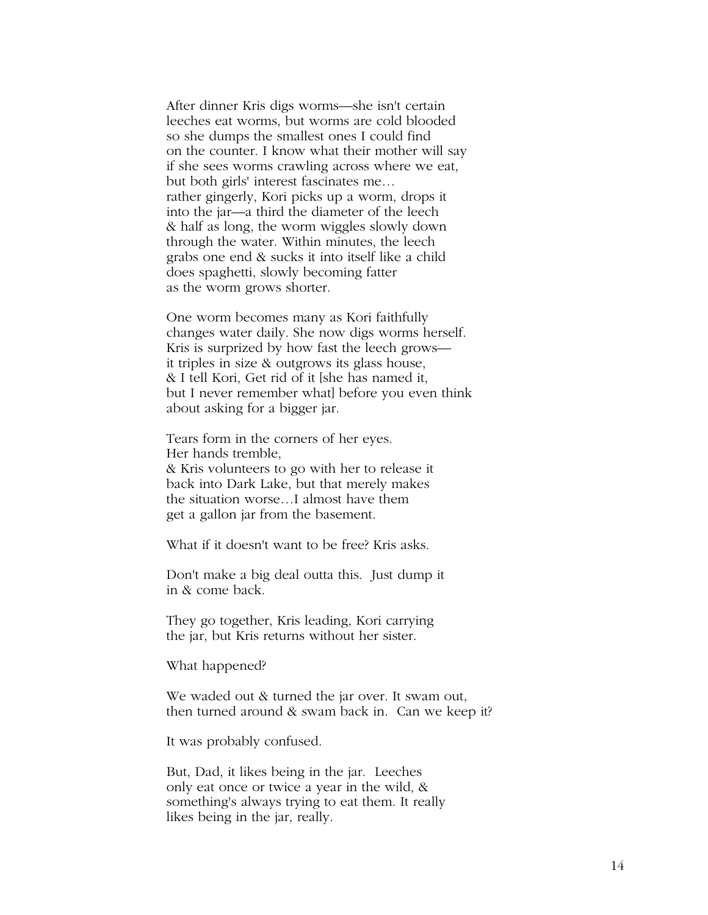After dinner Kris digs worms—she isn't certain
leeches eat worms, but worms are cold blooded
so she dumps the smallest ones I could find
on the counter. I know what their mother will say
if she sees worms crawling across where we eat,
but both girls' interest fascinates me…
rather gingerly, Kori picks up a worm, drops it
into the jar—a third the diameter of the leech
& half as long, the worm wiggles slowly down
through the water. Within minutes, the leech
grabs one end & sucks it into itself like a child
does spaghetti, slowly becoming fatter
as the worm grows shorter.

One worm becomes many as Kori faithfully
changes water daily. She now digs worms herself.
Kris is surprized by how fast the leech grows—
it triples in size & outgrows its glass house,
& I tell Kori, Get rid of it [she has named it,
but I never remember what] before you even think
about asking for a bigger jar.

Tears form in the corners of her eyes.
Her hands tremble,
& Kris volunteers to go with her to release it
back into Dark Lake, but that merely makes
the situation worse…I almost have them
get a gallon jar from the basement.

What if it doesn't want to be free? Kris asks.

Don't make a big deal outta this. Just dump it
in & come back.

They go together, Kris leading, Kori carrying
the jar, but Kris returns without her sister.

What happened?

We waded out & turned the jar over. It swam out,
then turned around & swam back in. Can we keep it?

It was probably confused.

But, Dad, it likes being in the jar. Leeches
only eat once or twice a year in the wild, &
something's always trying to eat them. It really
likes being in the jar, really.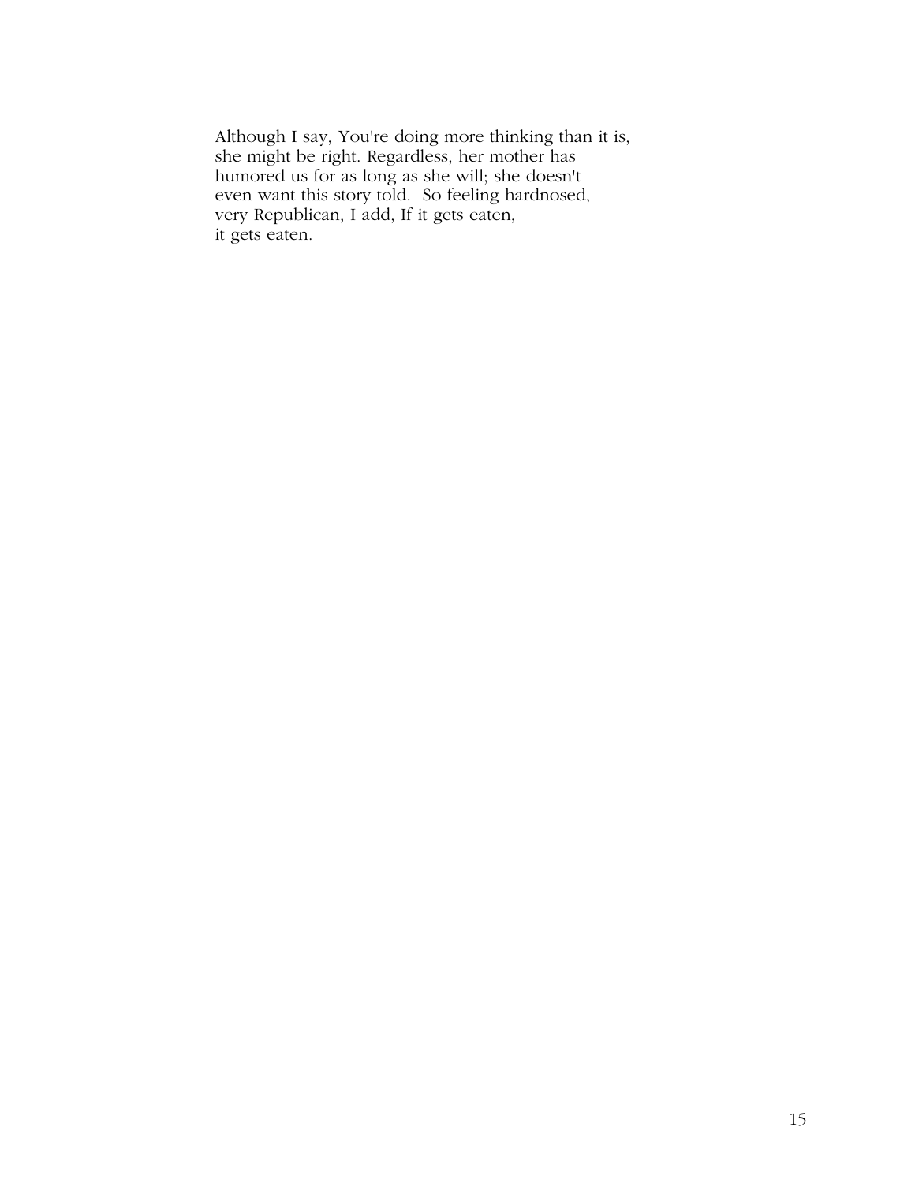Although I say, You're doing more thinking than it is,
she might be right. Regardless, her mother has
humored us for as long as she will; she doesn't
even want this story told.  So feeling hardnosed,
very Republican, I add, If it gets eaten,
it gets eaten.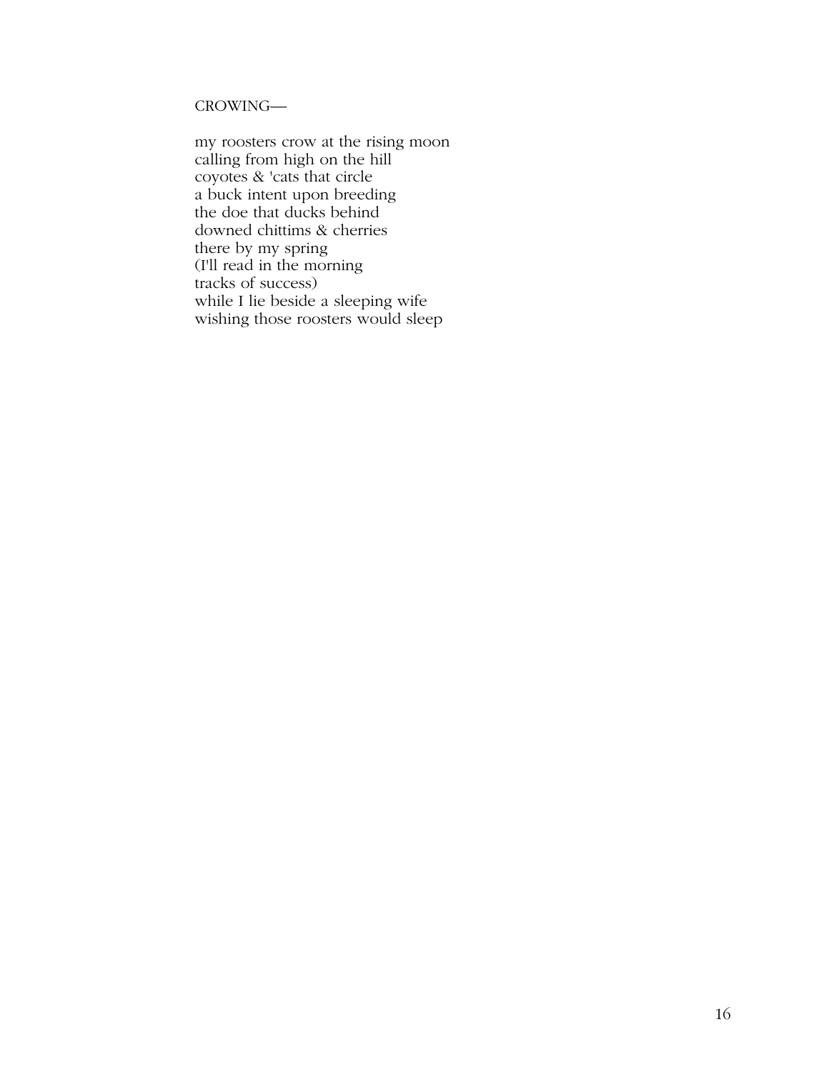CROWING—

my roosters crow at the rising moon  
calling from high on the hill  
coyotes & 'cats that circle  
a buck intent upon breeding  
the doe that ducks behind  
downed chittims & cherries  
there by my spring  
(I'll read in the morning  
tracks of success)  
while I lie beside a sleeping wife  
wishing those roosters would sleep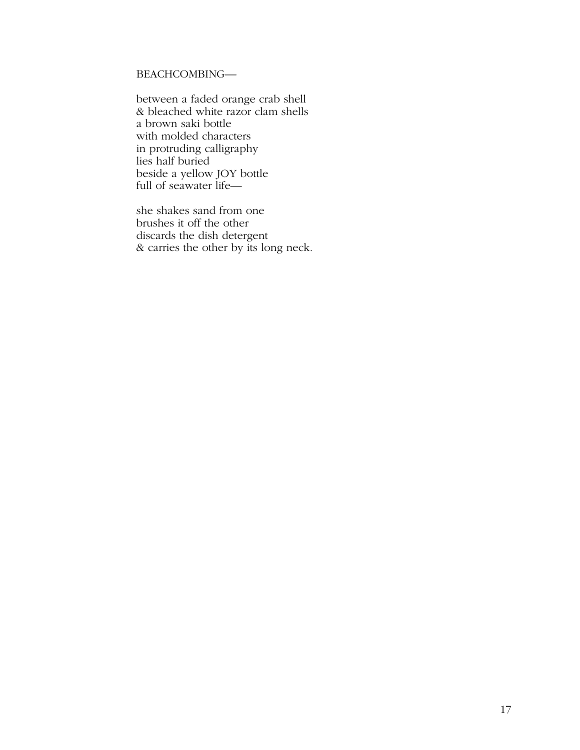BEACHCOMBING—

between a faded orange crab shell  
& bleached white razor clam shells  
a brown saki bottle  
with molded characters  
in protruding calligraphy  
lies half buried  
beside a yellow JOY bottle  
full of seawater life—

she shakes sand from one  
brushes it off the other  
discards the dish detergent  
& carries the other by its long neck.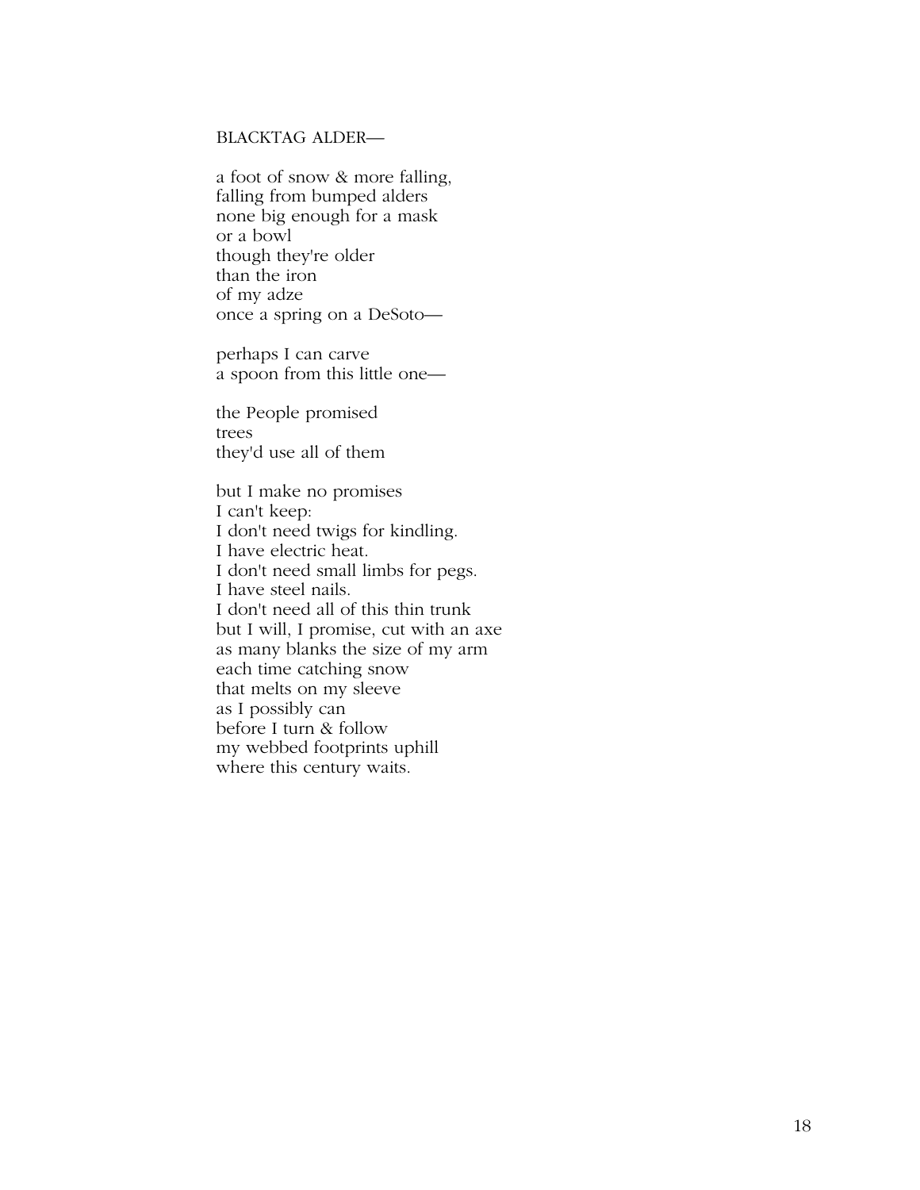BLACKTAG ALDER—

a foot of snow & more falling,
falling from bumped alders
none big enough for a mask
or a bowl
though they're older
than the iron
of my adze
once a spring on a DeSoto—

perhaps I can carve
a spoon from this little one—

the People promised
trees
they'd use all of them

but I make no promises
I can't keep:
I don't need twigs for kindling.
I have electric heat.
I don't need small limbs for pegs.
I have steel nails.
I don't need all of this thin trunk
but I will, I promise, cut with an axe
as many blanks the size of my arm
each time catching snow
that melts on my sleeve
as I possibly can
before I turn & follow
my webbed footprints uphill
where this century waits.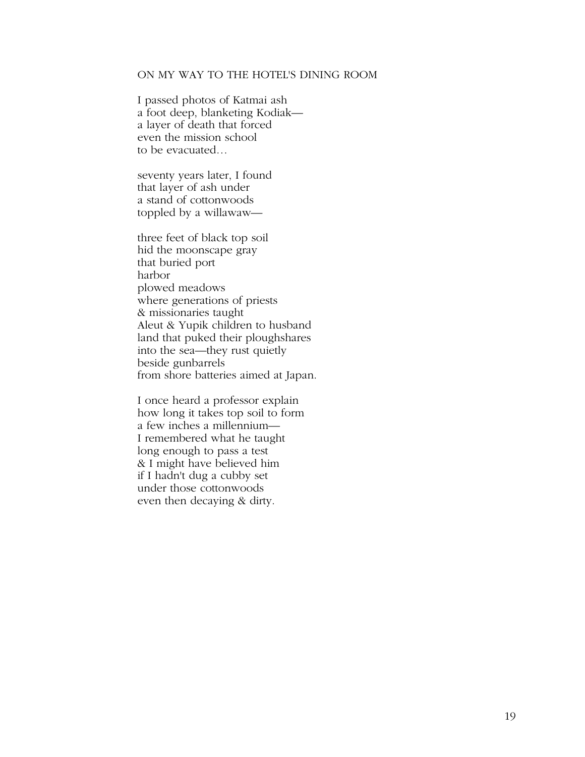## ON MY WAY TO THE HOTEL'S DINING ROOM

I passed photos of Katmai ash  
a foot deep, blanketing Kodiak—  
a layer of death that forced  
even the mission school  
to be evacuated…

seventy years later, I found  
that layer of ash under  
a stand of cottonwoods  
toppled by a willawaw—

three feet of black top soil  
hid the moonscape gray  
that buried port  
harbor  
plowed meadows  
where generations of priests  
& missionaries taught  
Aleut & Yupik children to husband  
land that puked their ploughshares  
into the sea—they rust quietly  
beside gunbarrels  
from shore batteries aimed at Japan.

I once heard a professor explain  
how long it takes top soil to form  
a few inches a millennium—  
I remembered what he taught  
long enough to pass a test  
& I might have believed him  
if I hadn't dug a cubby set  
under those cottonwoods  
even then decaying & dirty.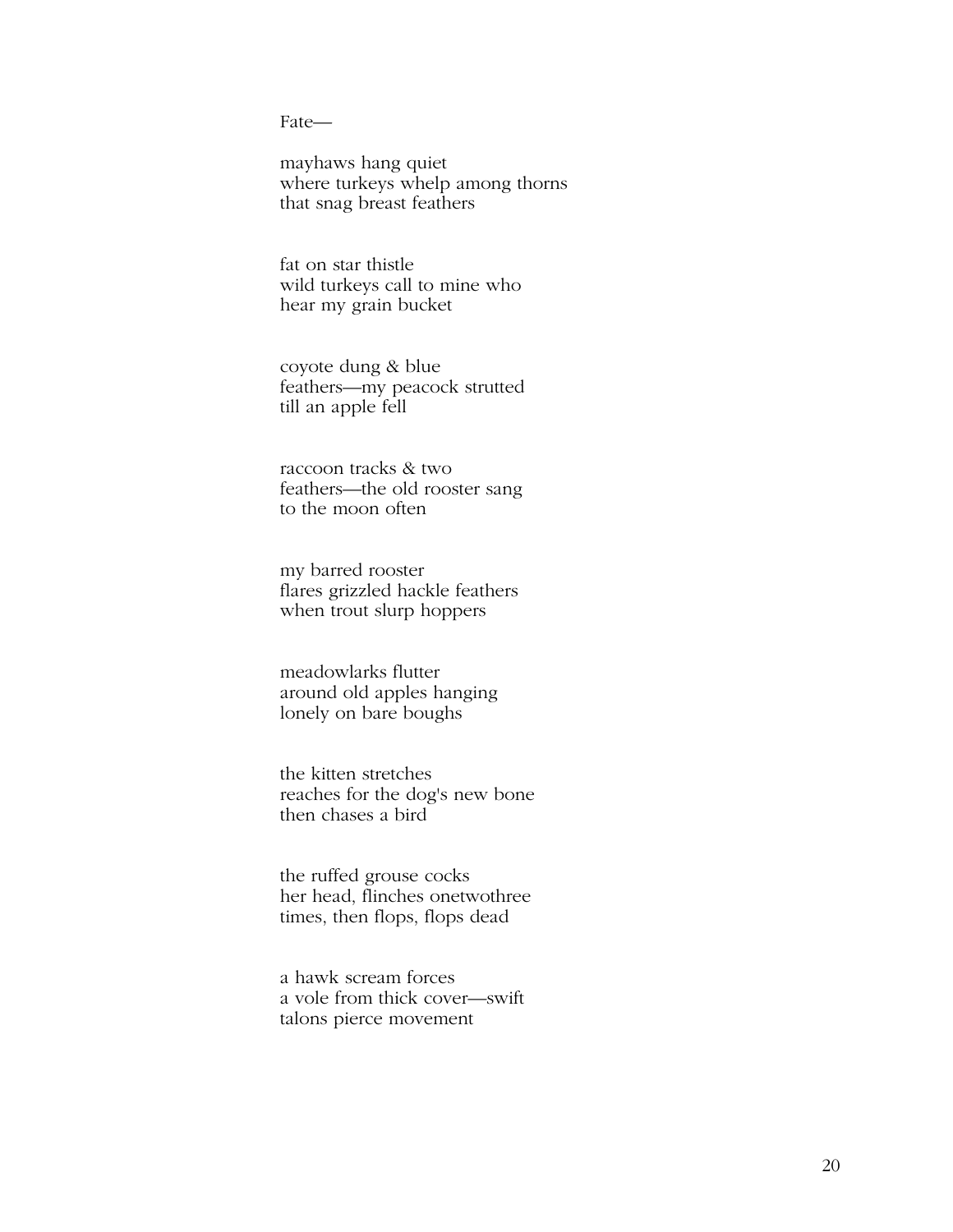Fate—

mayhaws hang quiet  
where turkeys whelp among thorns  
that snag breast feathers

fat on star thistle  
wild turkeys call to mine who  
hear my grain bucket

coyote dung & blue  
feathers—my peacock strutted  
till an apple fell

raccoon tracks & two  
feathers—the old rooster sang  
to the moon often

my barred rooster  
flares grizzled hackle feathers  
when trout slurp hoppers

meadowlarks flutter  
around old apples hanging  
lonely on bare boughs

the kitten stretches  
reaches for the dog's new bone  
then chases a bird

the ruffed grouse cocks  
her head, flinches onetwothree  
times, then flops, flops dead

a hawk scream forces  
a vole from thick cover—swift  
talons pierce movement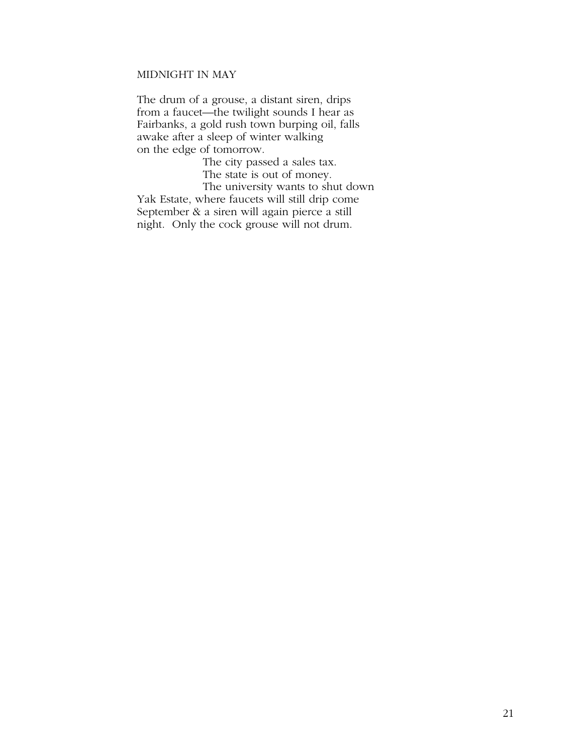## MIDNIGHT IN MAY

The drum of a grouse, a distant siren, drips  
from a faucet—the twilight sounds I hear as  
Fairbanks, a gold rush town burping oil, falls  
awake after a sleep of winter walking  
on the edge of tomorrow.  
&nbsp;&nbsp;&nbsp;&nbsp;&nbsp;&nbsp;&nbsp;&nbsp;&nbsp;&nbsp;&nbsp;&nbsp;&nbsp;&nbsp;&nbsp;&nbsp;The city passed a sales tax.  
&nbsp;&nbsp;&nbsp;&nbsp;&nbsp;&nbsp;&nbsp;&nbsp;&nbsp;&nbsp;&nbsp;&nbsp;&nbsp;&nbsp;&nbsp;&nbsp;The state is out of money.  
&nbsp;&nbsp;&nbsp;&nbsp;&nbsp;&nbsp;&nbsp;&nbsp;&nbsp;&nbsp;&nbsp;&nbsp;&nbsp;&nbsp;&nbsp;&nbsp;The university wants to shut down  
Yak Estate, where faucets will still drip come  
September & a siren will again pierce a still  
night. Only the cock grouse will not drum.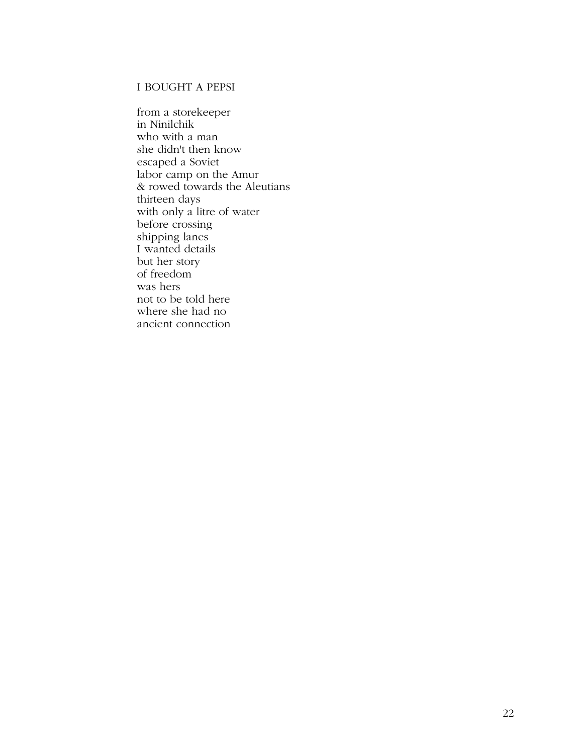## I BOUGHT A PEPSI

from a storekeeper  
in Ninilchik  
who with a man  
she didn't then know  
escaped a Soviet  
labor camp on the Amur  
& rowed towards the Aleutians  
thirteen days  
with only a litre of water  
before crossing  
shipping lanes  
I wanted details  
but her story  
of freedom  
was hers  
not to be told here  
where she had no  
ancient connection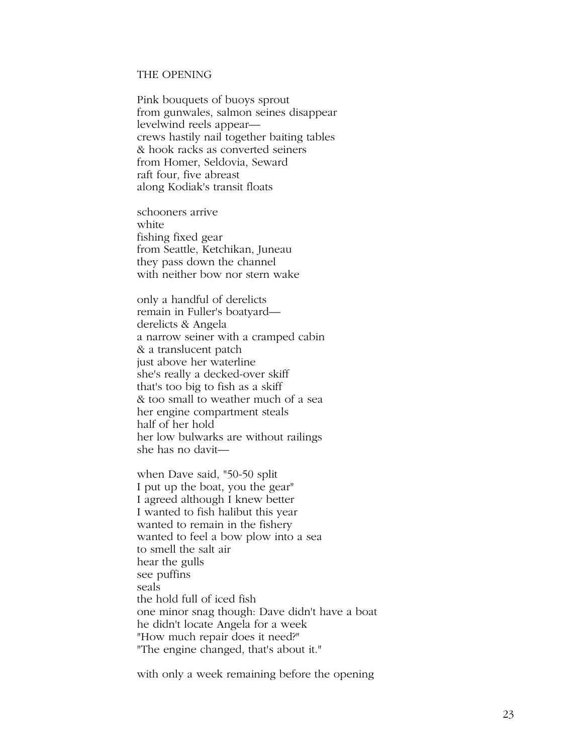THE OPENING

Pink bouquets of buoys sprout  
from gunwales, salmon seines disappear  
levelwind reels appear—  
crews hastily nail together baiting tables  
& hook racks as converted seiners  
from Homer, Seldovia, Seward  
raft four, five abreast  
along Kodiak's transit floats

schooners arrive  
white  
fishing fixed gear  
from Seattle, Ketchikan, Juneau  
they pass down the channel  
with neither bow nor stern wake

only a handful of derelicts  
remain in Fuller's boatyard—  
derelicts & Angela  
a narrow seiner with a cramped cabin  
& a translucent patch  
just above her waterline  
she's really a decked-over skiff  
that's too big to fish as a skiff  
& too small to weather much of a sea  
her engine compartment steals  
half of her hold  
her low bulwarks are without railings  
she has no davit—

when Dave said, "50-50 split  
I put up the boat, you the gear"  
I agreed although I knew better  
I wanted to fish halibut this year  
wanted to remain in the fishery  
wanted to feel a bow plow into a sea  
to smell the salt air  
hear the gulls  
see puffins  
seals  
the hold full of iced fish  
one minor snag though: Dave didn't have a boat  
he didn't locate Angela for a week  
"How much repair does it need?"  
"The engine changed, that's about it."

with only a week remaining before the opening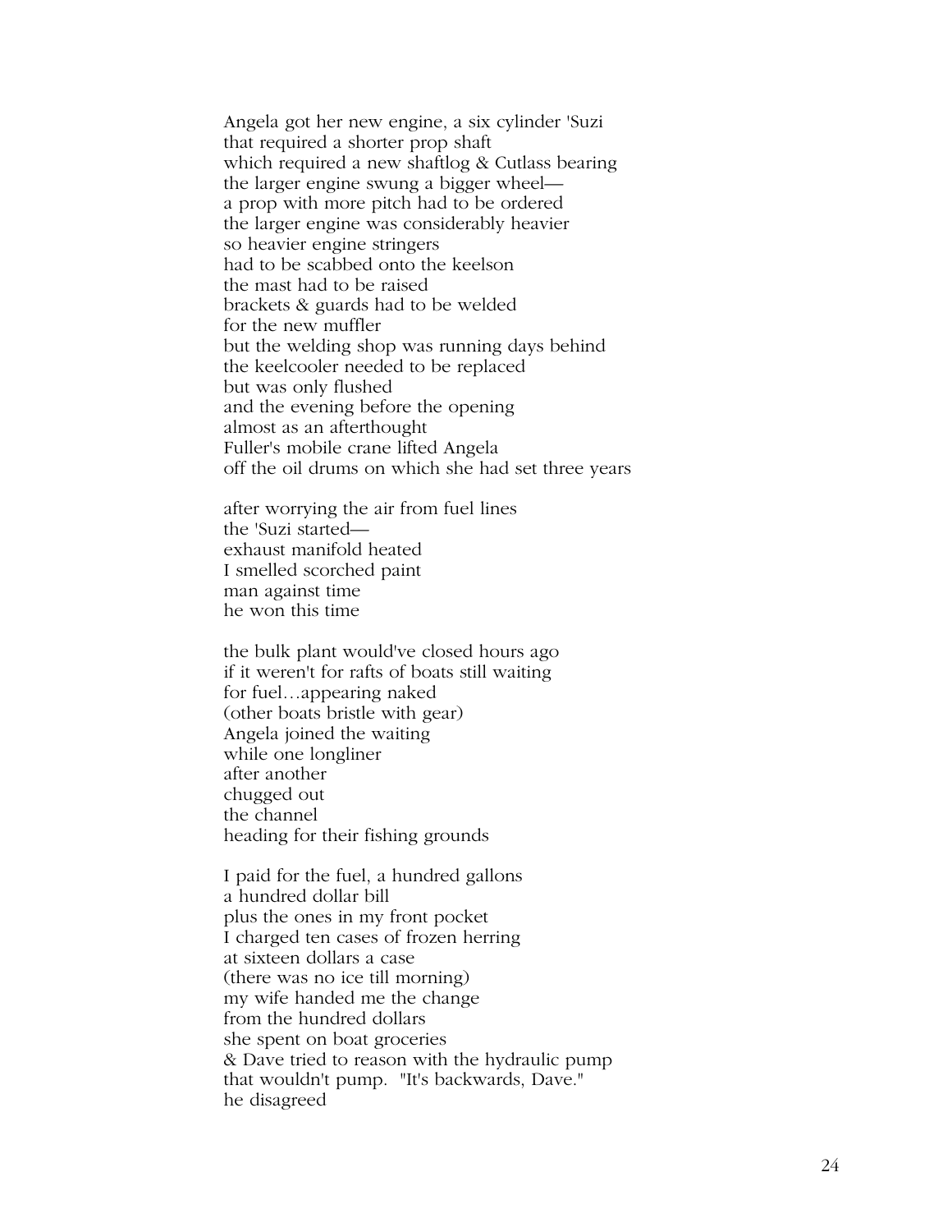Angela got her new engine, a six cylinder 'Suzi  
that required a shorter prop shaft  
which required a new shaftlog & Cutlass bearing  
the larger engine swung a bigger wheel—  
a prop with more pitch had to be ordered  
the larger engine was considerably heavier  
so heavier engine stringers  
had to be scabbed onto the keelson  
the mast had to be raised  
brackets & guards had to be welded  
for the new muffler  
but the welding shop was running days behind  
the keelcooler needed to be replaced  
but was only flushed  
and the evening before the opening  
almost as an afterthought  
Fuller's mobile crane lifted Angela  
off the oil drums on which she had set three years

after worrying the air from fuel lines  
the 'Suzi started—  
exhaust manifold heated  
I smelled scorched paint  
man against time  
he won this time

the bulk plant would've closed hours ago  
if it weren't for rafts of boats still waiting  
for fuel…appearing naked  
(other boats bristle with gear)  
Angela joined the waiting  
while one longliner  
after another  
chugged out  
the channel  
heading for their fishing grounds

I paid for the fuel, a hundred gallons  
a hundred dollar bill  
plus the ones in my front pocket  
I charged ten cases of frozen herring  
at sixteen dollars a case  
(there was no ice till morning)  
my wife handed me the change  
from the hundred dollars  
she spent on boat groceries  
& Dave tried to reason with the hydraulic pump  
that wouldn't pump.  "It's backwards, Dave."  
he disagreed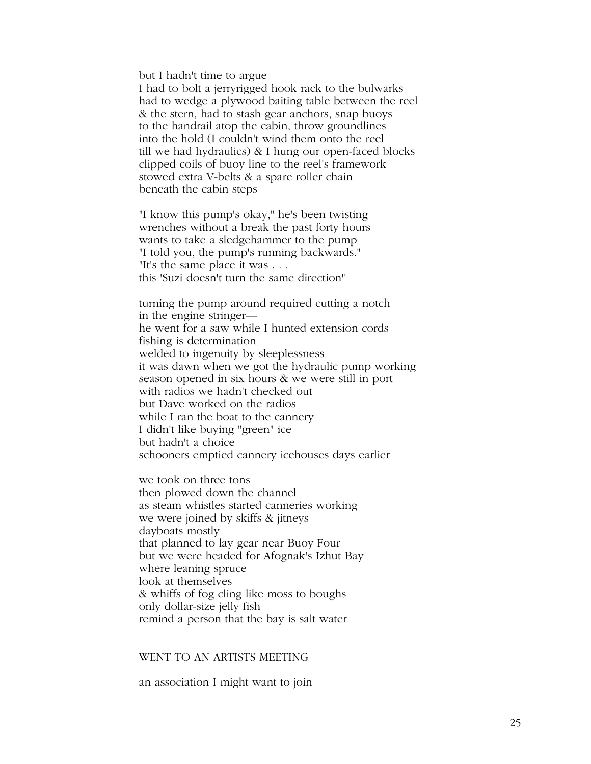but I hadn't time to argue
I had to bolt a jerryrigged hook rack to the bulwarks
had to wedge a plywood baiting table between the reel
& the stern, had to stash gear anchors, snap buoys
to the handrail atop the cabin, throw groundlines
into the hold (I couldn't wind them onto the reel
till we had hydraulics) & I hung our open-faced blocks
clipped coils of buoy line to the reel's framework
stowed extra V-belts & a spare roller chain
beneath the cabin steps

"I know this pump's okay," he's been twisting
wrenches without a break the past forty hours
wants to take a sledgehammer to the pump
"I told you, the pump's running backwards."
"It's the same place it was . . .
this 'Suzi doesn't turn the same direction"

turning the pump around required cutting a notch
in the engine stringer—
he went for a saw while I hunted extension cords
fishing is determination
welded to ingenuity by sleeplessness
it was dawn when we got the hydraulic pump working
season opened in six hours & we were still in port
with radios we hadn't checked out
but Dave worked on the radios
while I ran the boat to the cannery
I didn't like buying "green" ice
but hadn't a choice
schooners emptied cannery icehouses days earlier

we took on three tons
then plowed down the channel
as steam whistles started canneries working
we were joined by skiffs & jitneys
dayboats mostly
that planned to lay gear near Buoy Four
but we were headed for Afognak's Izhut Bay
where leaning spruce
look at themselves
& whiffs of fog cling like moss to boughs
only dollar-size jelly fish
remind a person that the bay is salt water

WENT TO AN ARTISTS MEETING

an association I might want to join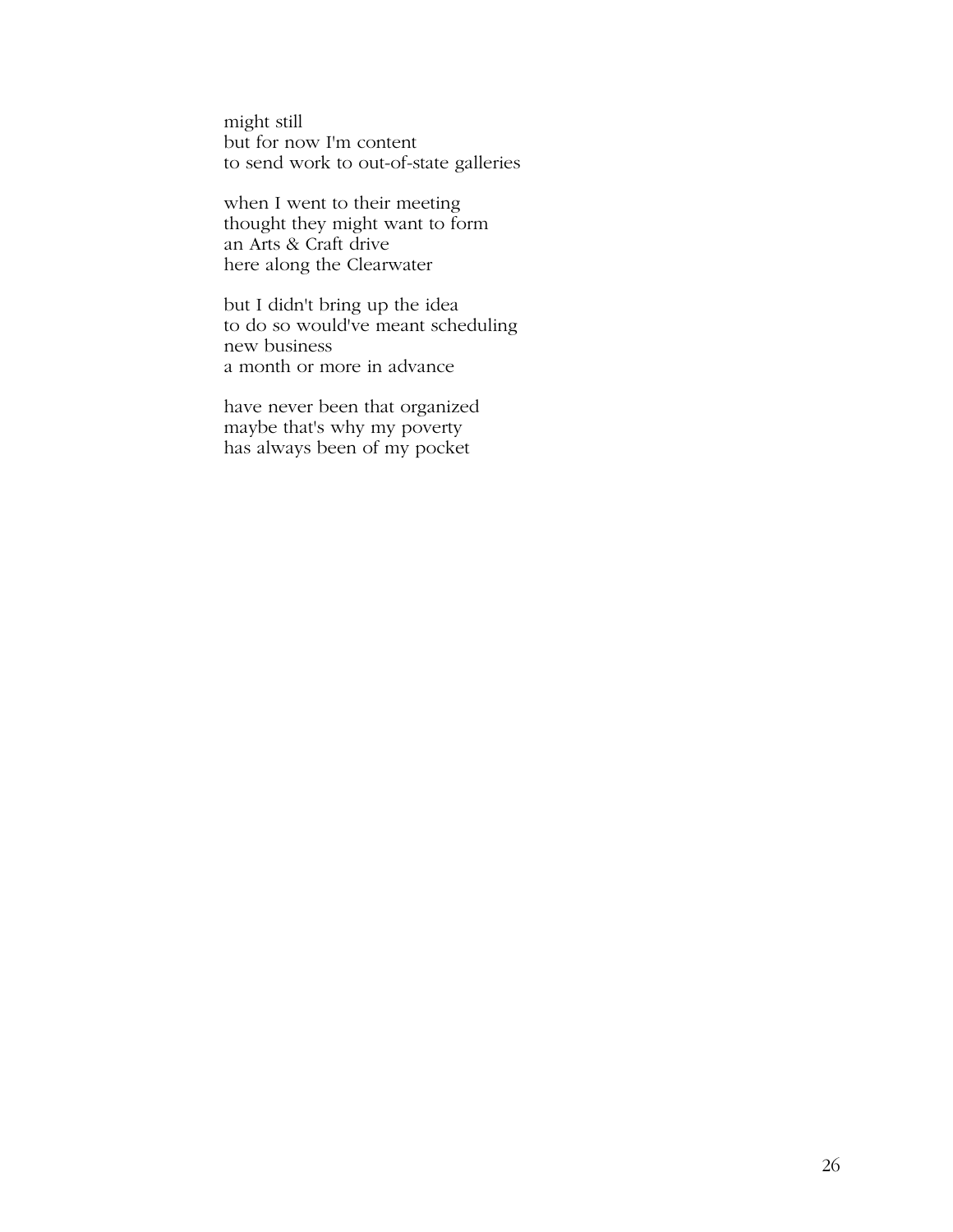might still
but for now I'm content
to send work to out-of-state galleries

when I went to their meeting
thought they might want to form
an Arts & Craft drive
here along the Clearwater

but I didn't bring up the idea
to do so would've meant scheduling
new business
a month or more in advance

have never been that organized
maybe that's why my poverty
has always been of my pocket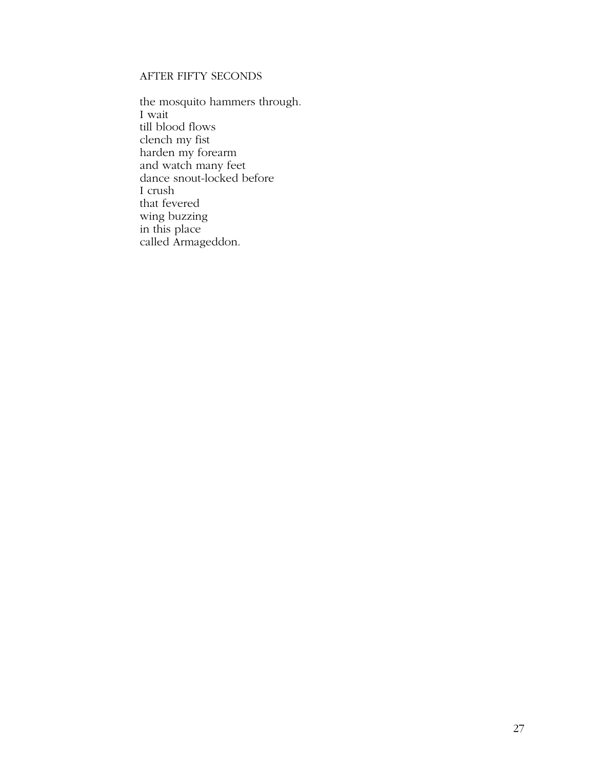## AFTER FIFTY SECONDS

the mosquito hammers through.  
I wait  
till blood flows  
clench my fist  
harden my forearm  
and watch many feet  
dance snout-locked before  
I crush  
that fevered  
wing buzzing  
in this place  
called Armageddon.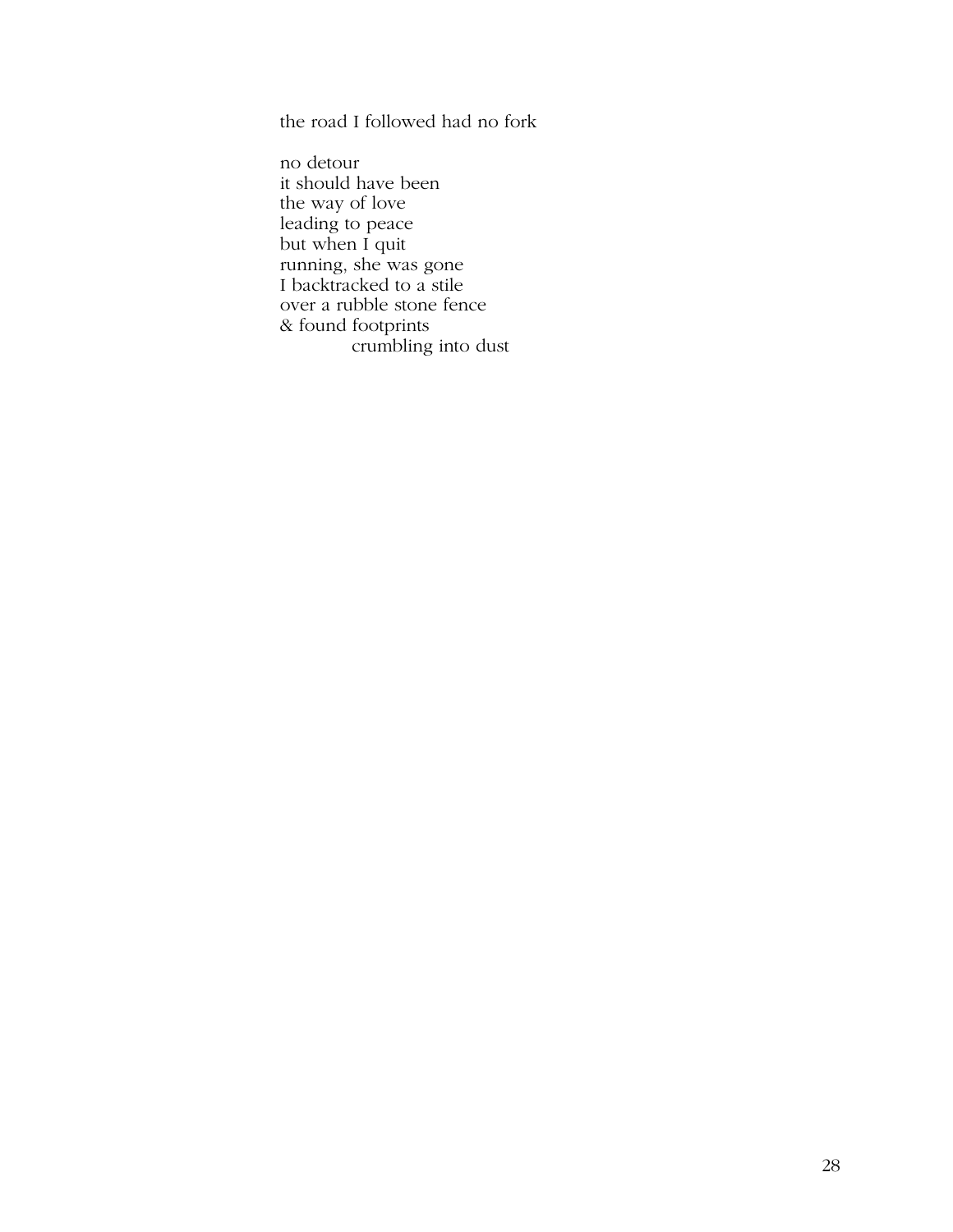the road I followed had no fork

no detour  
it should have been  
the way of love  
leading to peace  
but when I quit  
running, she was gone  
I backtracked to a stile  
over a rubble stone fence  
& found footprints  
&nbsp;&nbsp;&nbsp;&nbsp;&nbsp;&nbsp;&nbsp;&nbsp;&nbsp;&nbsp;&nbsp;&nbsp;crumbling into dust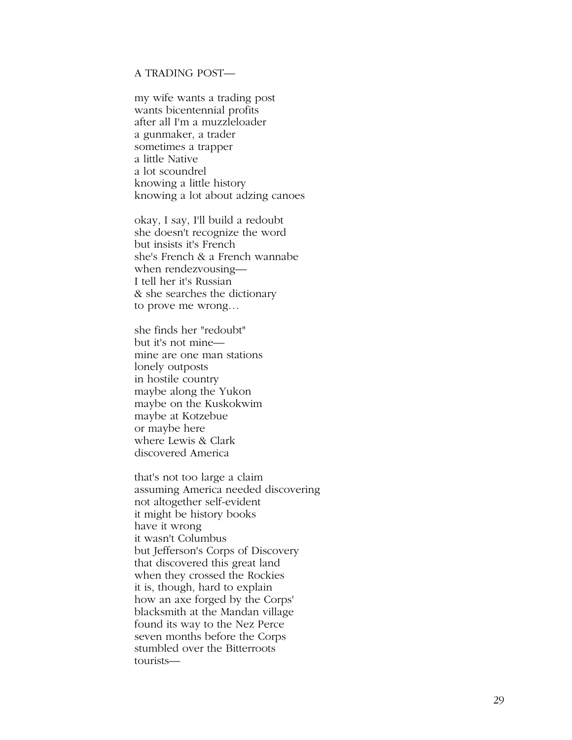A TRADING POST—

my wife wants a trading post
wants bicentennial profits
after all I'm a muzzleloader
a gunmaker, a trader
sometimes a trapper
a little Native
a lot scoundrel
knowing a little history
knowing a lot about adzing canoes

okay, I say, I'll build a redoubt
she doesn't recognize the word
but insists it's French
she's French & a French wannabe
when rendezvousing—
I tell her it's Russian
& she searches the dictionary
to prove me wrong…

she finds her "redoubt"
but it's not mine—
mine are one man stations
lonely outposts
in hostile country
maybe along the Yukon
maybe on the Kuskokwim
maybe at Kotzebue
or maybe here
where Lewis & Clark
discovered America

that's not too large a claim
assuming America needed discovering
not altogether self-evident
it might be history books
have it wrong
it wasn't Columbus
but Jefferson's Corps of Discovery
that discovered this great land
when they crossed the Rockies
it is, though, hard to explain
how an axe forged by the Corps'
blacksmith at the Mandan village
found its way to the Nez Perce
seven months before the Corps
stumbled over the Bitterroots
tourists—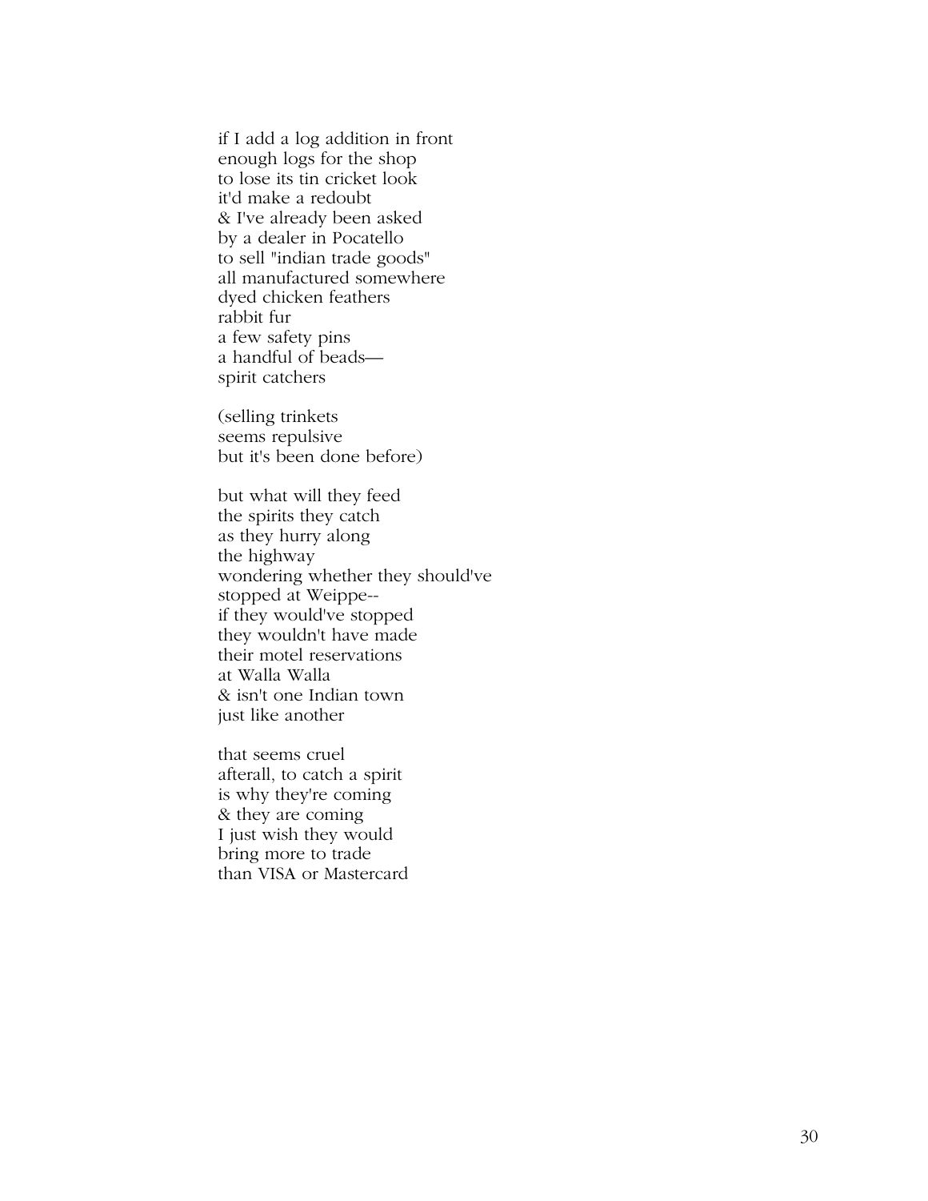if I add a log addition in front
enough logs for the shop
to lose its tin cricket look
it'd make a redoubt
& I've already been asked
by a dealer in Pocatello
to sell "indian trade goods"
all manufactured somewhere
dyed chicken feathers
rabbit fur
a few safety pins
a handful of beads—
spirit catchers

(selling trinkets
seems repulsive
but it's been done before)

but what will they feed
the spirits they catch
as they hurry along
the highway
wondering whether they should've
stopped at Weippe--
if they would've stopped
they wouldn't have made
their motel reservations
at Walla Walla
& isn't one Indian town
just like another

that seems cruel
afterall, to catch a spirit
is why they're coming
& they are coming
I just wish they would
bring more to trade
than VISA or Mastercard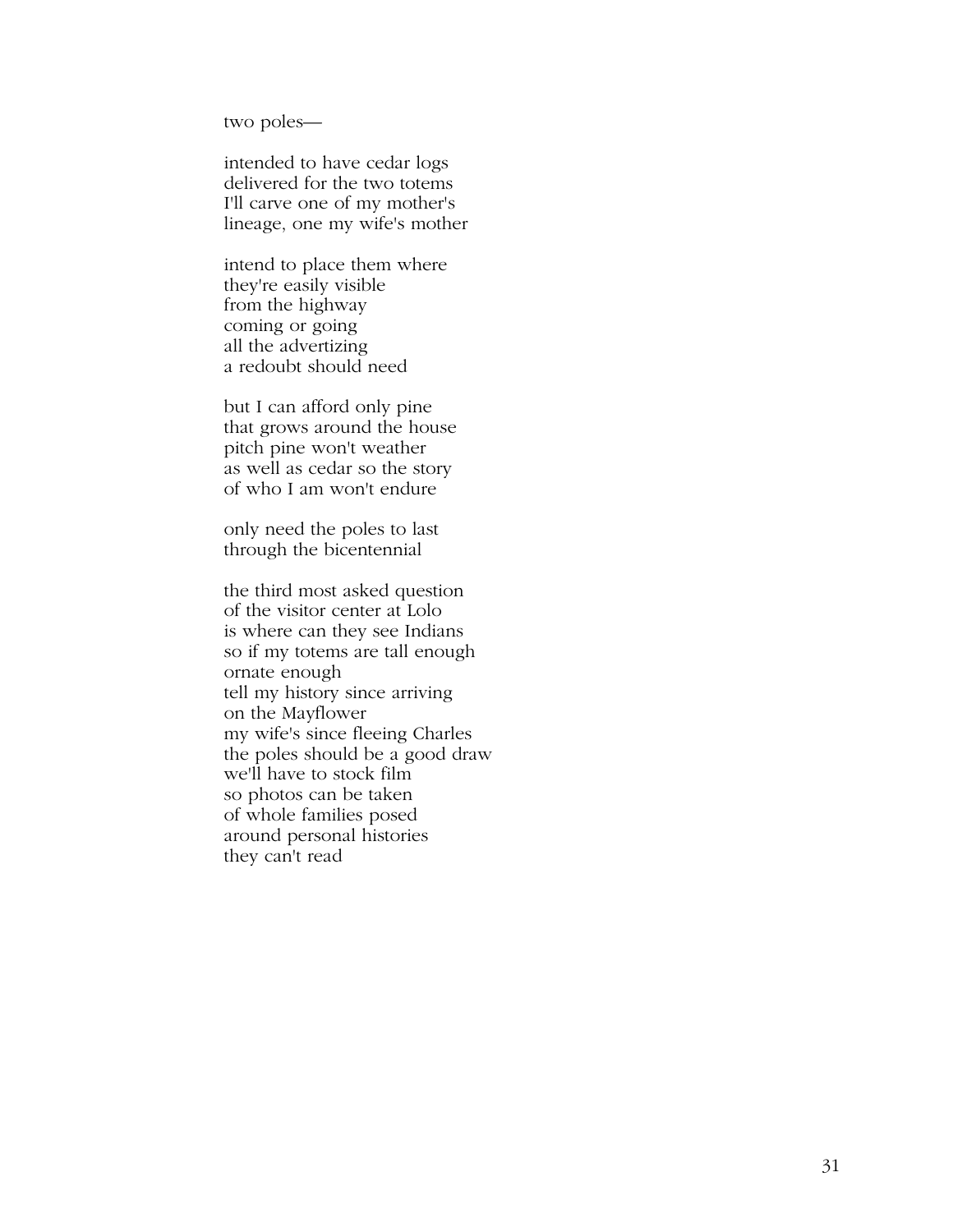two poles—

intended to have cedar logs  
delivered for the two totems  
I'll carve one of my mother's  
lineage, one my wife's mother

intend to place them where  
they're easily visible  
from the highway  
coming or going  
all the advertizing  
a redoubt should need

but I can afford only pine  
that grows around the house  
pitch pine won't weather  
as well as cedar so the story  
of who I am won't endure

only need the poles to last  
through the bicentennial

the third most asked question  
of the visitor center at Lolo  
is where can they see Indians  
so if my totems are tall enough  
ornate enough  
tell my history since arriving  
on the Mayflower  
my wife's since fleeing Charles  
the poles should be a good draw  
we'll have to stock film  
so photos can be taken  
of whole families posed  
around personal histories  
they can't read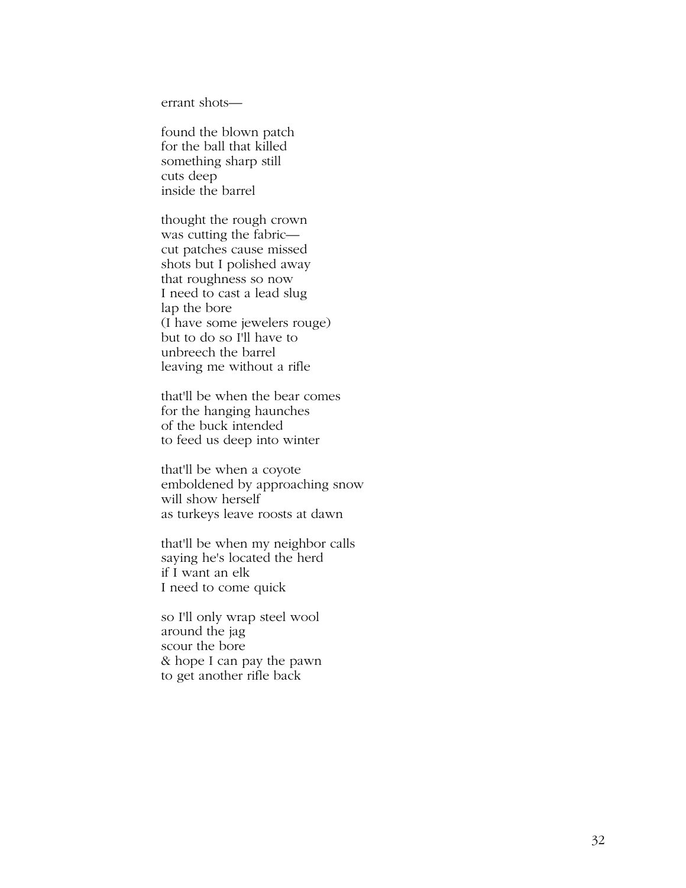errant shots—

found the blown patch  
for the ball that killed  
something sharp still  
cuts deep  
inside the barrel

thought the rough crown  
was cutting the fabric—  
cut patches cause missed  
shots but I polished away  
that roughness so now  
I need to cast a lead slug  
lap the bore  
(I have some jewelers rouge)  
but to do so I'll have to  
unbreech the barrel  
leaving me without a rifle

that'll be when the bear comes  
for the hanging haunches  
of the buck intended  
to feed us deep into winter

that'll be when a coyote  
emboldened by approaching snow  
will show herself  
as turkeys leave roosts at dawn

that'll be when my neighbor calls  
saying he's located the herd  
if I want an elk  
I need to come quick

so I'll only wrap steel wool  
around the jag  
scour the bore  
& hope I can pay the pawn  
to get another rifle back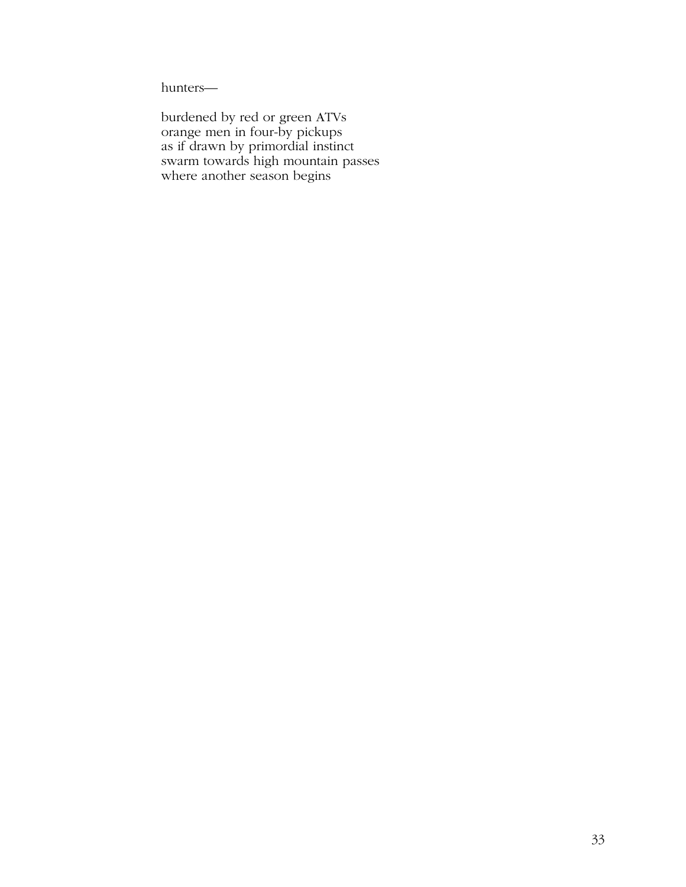hunters—

burdened by red or green ATVs  
orange men in four-by pickups  
as if drawn by primordial instinct  
swarm towards high mountain passes  
where another season begins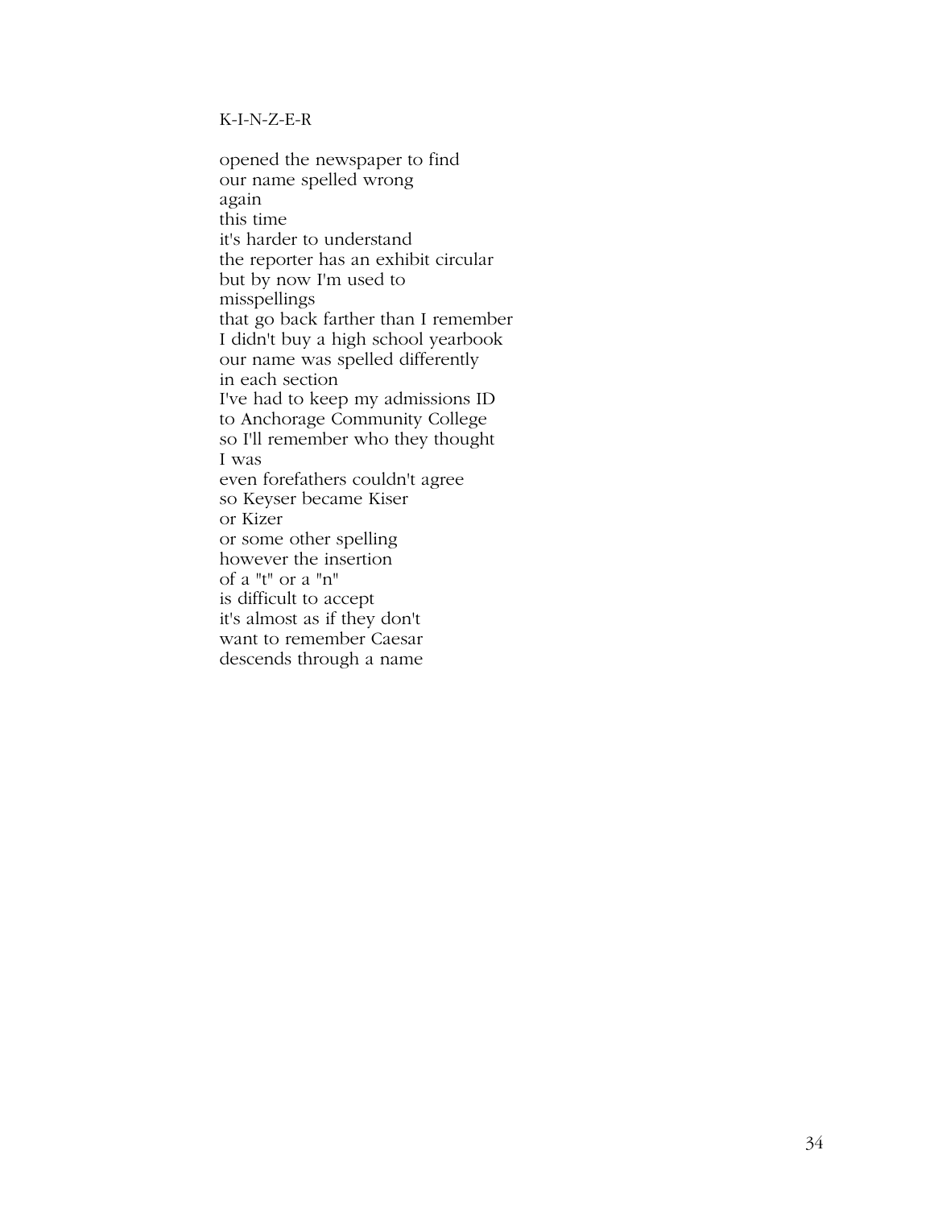K-I-N-Z-E-R

opened the newspaper to find
our name spelled wrong
again
this time
it's harder to understand
the reporter has an exhibit circular
but by now I'm used to
misspellings
that go back farther than I remember
I didn't buy a high school yearbook
our name was spelled differently
in each section
I've had to keep my admissions ID
to Anchorage Community College
so I'll remember who they thought
I was
even forefathers couldn't agree
so Keyser became Kiser
or Kizer
or some other spelling
however the insertion
of a "t" or a "n"
is difficult to accept
it's almost as if they don't
want to remember Caesar
descends through a name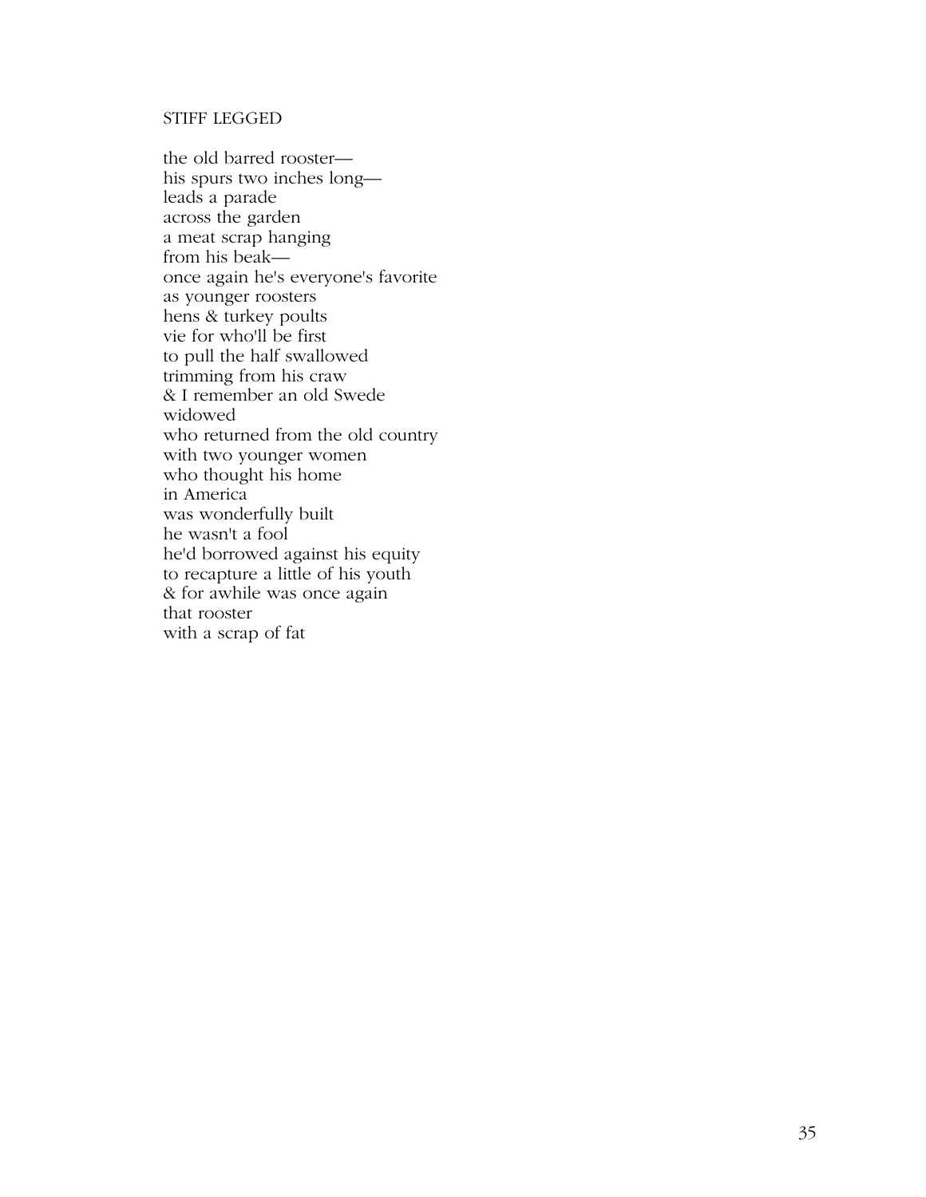STIFF LEGGED

the old barred rooster—  
his spurs two inches long—  
leads a parade  
across the garden  
a meat scrap hanging  
from his beak—  
once again he's everyone's favorite  
as younger roosters  
hens & turkey poults  
vie for who'll be first  
to pull the half swallowed  
trimming from his craw  
& I remember an old Swede  
widowed  
who returned from the old country  
with two younger women  
who thought his home  
in America  
was wonderfully built  
he wasn't a fool  
he'd borrowed against his equity  
to recapture a little of his youth  
& for awhile was once again  
that rooster  
with a scrap of fat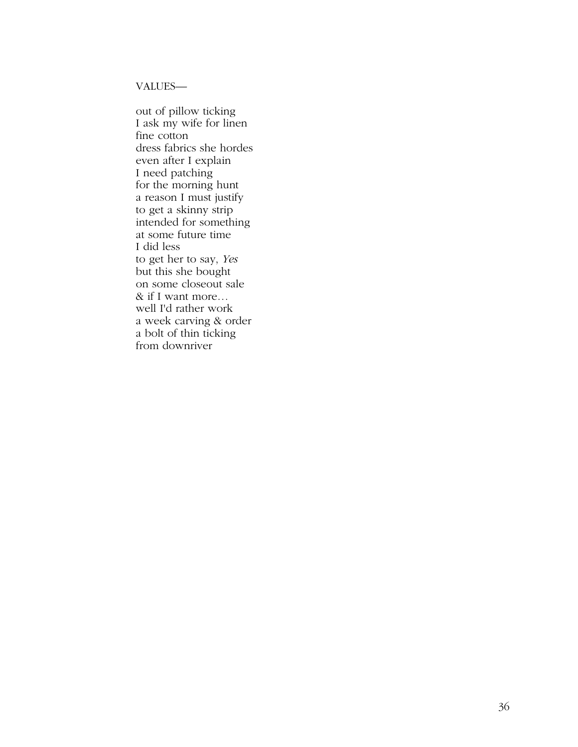VALUES—

out of pillow ticking  
I ask my wife for linen  
fine cotton  
dress fabrics she hordes  
even after I explain  
I need patching  
for the morning hunt  
a reason I must justify  
to get a skinny strip  
intended for something  
at some future time  
I did less  
to get her to say, *Yes*  
but this she bought  
on some closeout sale  
& if I want more…  
well I'd rather work  
a week carving & order  
a bolt of thin ticking  
from downriver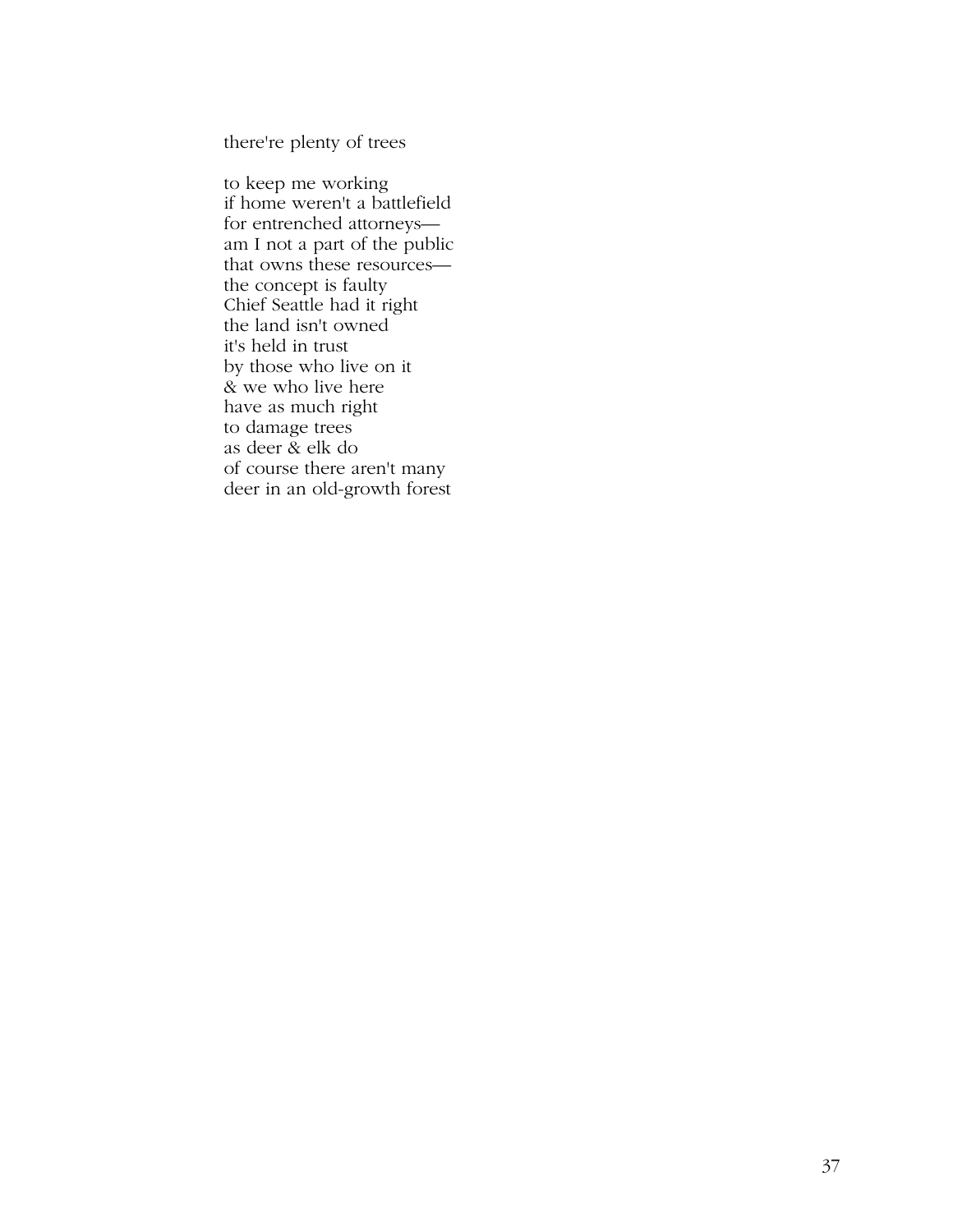there're plenty of trees

to keep me working
if home weren't a battlefield
for entrenched attorneys—
am I not a part of the public
that owns these resources—
the concept is faulty
Chief Seattle had it right
the land isn't owned
it's held in trust
by those who live on it
& we who live here
have as much right
to damage trees
as deer & elk do
of course there aren't many
deer in an old-growth forest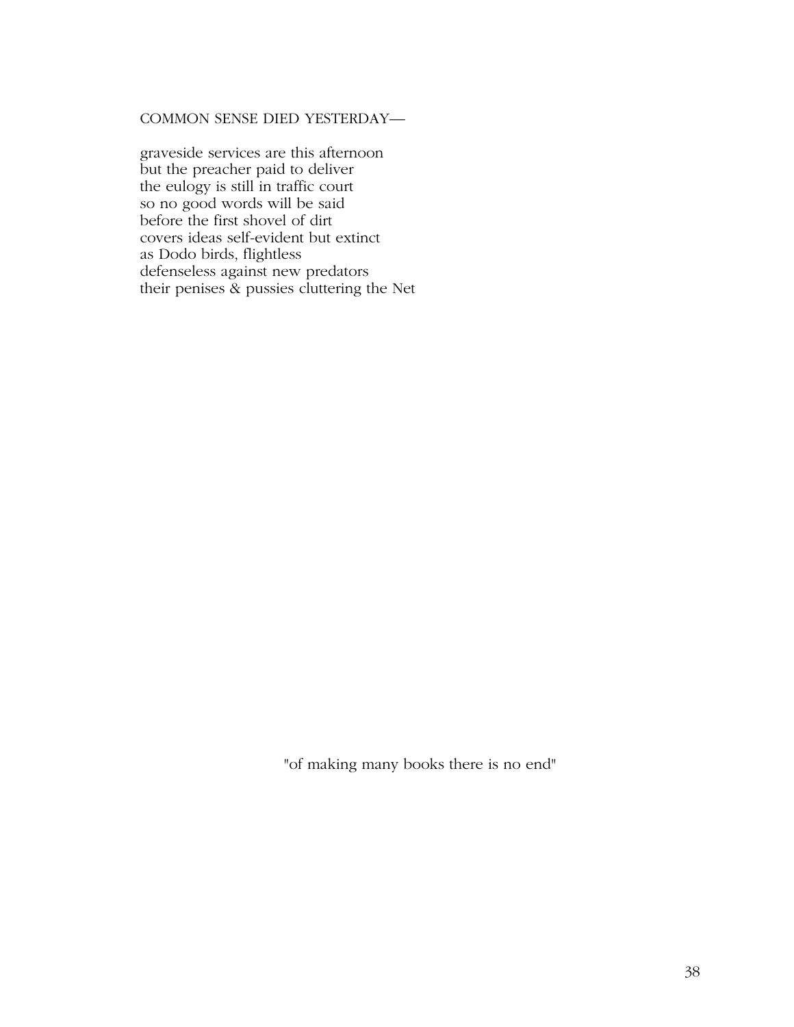COMMON SENSE DIED YESTERDAY—

graveside services are this afternoon
but the preacher paid to deliver
the eulogy is still in traffic court
so no good words will be said
before the first shovel of dirt
covers ideas self-evident but extinct
as Dodo birds, flightless
defenseless against new predators
their penises & pussies cluttering the Net

"of making many books there is no end"